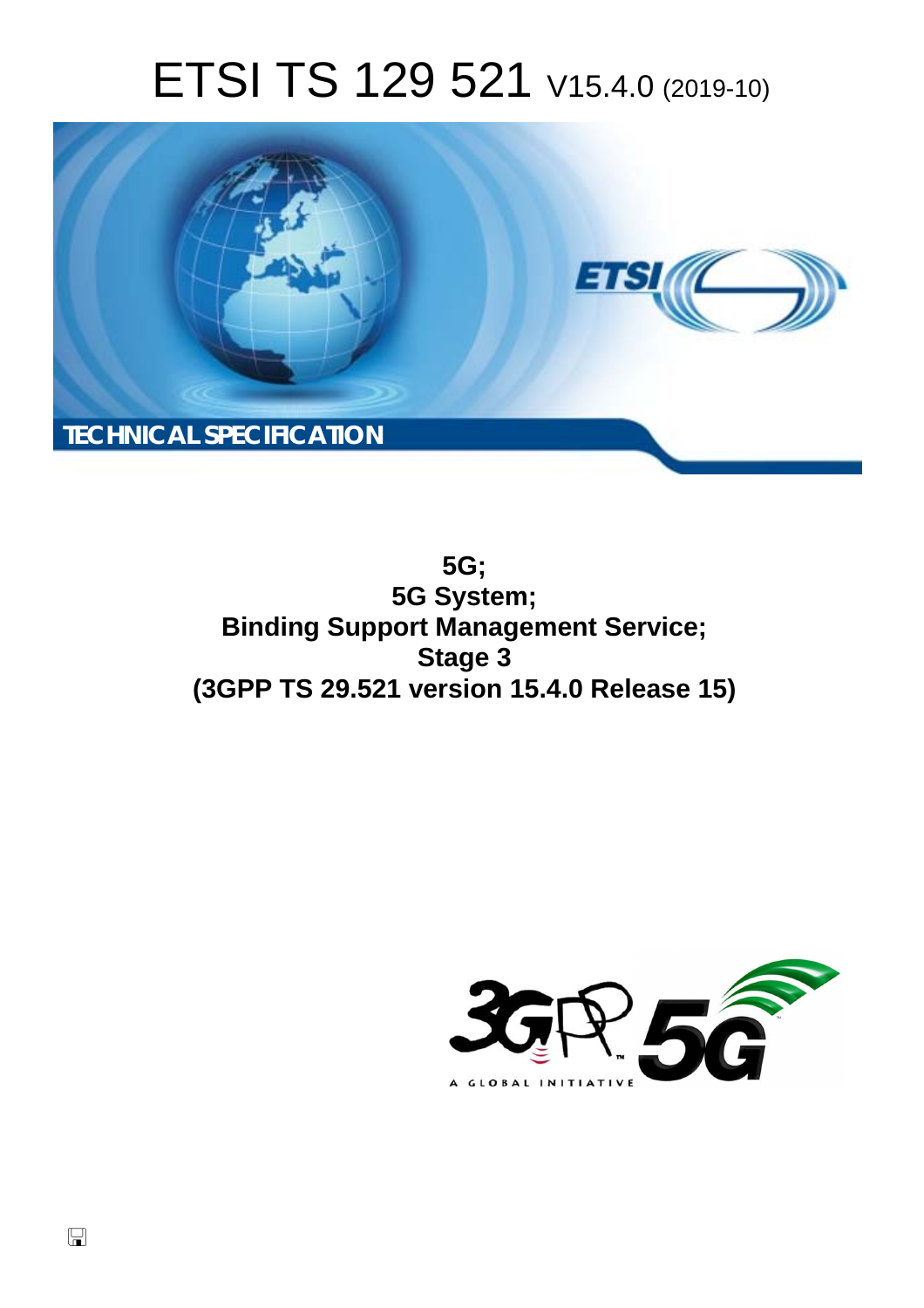# ETSI TS 129 521 V15.4.0 (2019-10)

TECHNICAL SPECIFICATION

**5G;**
**5G System;**
**Binding Support Management Service;**
**Stage 3**
**(3GPP TS 29.521 version 15.4.0 Release 15)**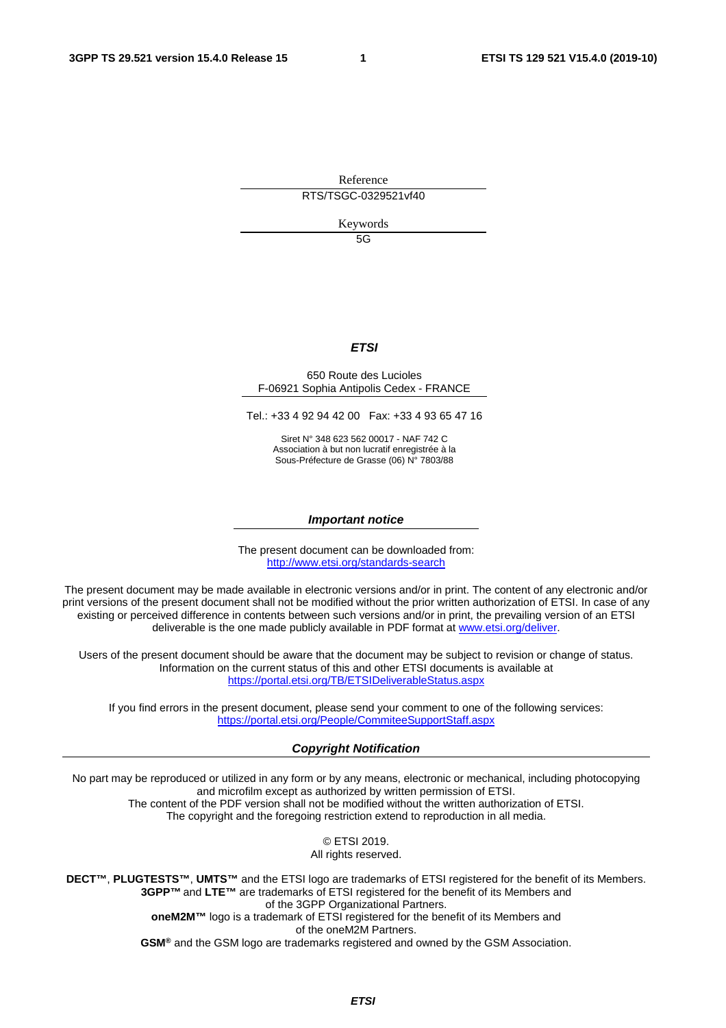Reference

RTS/TSGC-0329521vf40

Keywords

5G

***ETSI***

650 Route des Lucioles
F-06921 Sophia Antipolis Cedex - FRANCE

Tel.: +33 4 92 94 42 00   Fax: +33 4 93 65 47 16

Siret N° 348 623 562 00017 - NAF 742 C
Association à but non lucratif enregistrée à la
Sous-Préfecture de Grasse (06) N° 7803/88

***Important notice***

The present document can be downloaded from:
http://www.etsi.org/standards-search

The present document may be made available in electronic versions and/or in print. The content of any electronic and/or print versions of the present document shall not be modified without the prior written authorization of ETSI. In case of any existing or perceived difference in contents between such versions and/or in print, the prevailing version of an ETSI deliverable is the one made publicly available in PDF format at www.etsi.org/deliver.

Users of the present document should be aware that the document may be subject to revision or change of status. Information on the current status of this and other ETSI documents is available at
https://portal.etsi.org/TB/ETSIDeliverableStatus.aspx

If you find errors in the present document, please send your comment to one of the following services:
https://portal.etsi.org/People/CommiteeSupportStaff.aspx

***Copyright Notification***

No part may be reproduced or utilized in any form or by any means, electronic or mechanical, including photocopying and microfilm except as authorized by written permission of ETSI.
The content of the PDF version shall not be modified without the written authorization of ETSI.
The copyright and the foregoing restriction extend to reproduction in all media.

© ETSI 2019.
All rights reserved.

**DECT™**, **PLUGTESTS™**, **UMTS™** and the ETSI logo are trademarks of ETSI registered for the benefit of its Members.
**3GPP™** and **LTE™** are trademarks of ETSI registered for the benefit of its Members and of the 3GPP Organizational Partners.
**oneM2M™** logo is a trademark of ETSI registered for the benefit of its Members and of the oneM2M Partners.
**GSM®** and the GSM logo are trademarks registered and owned by the GSM Association.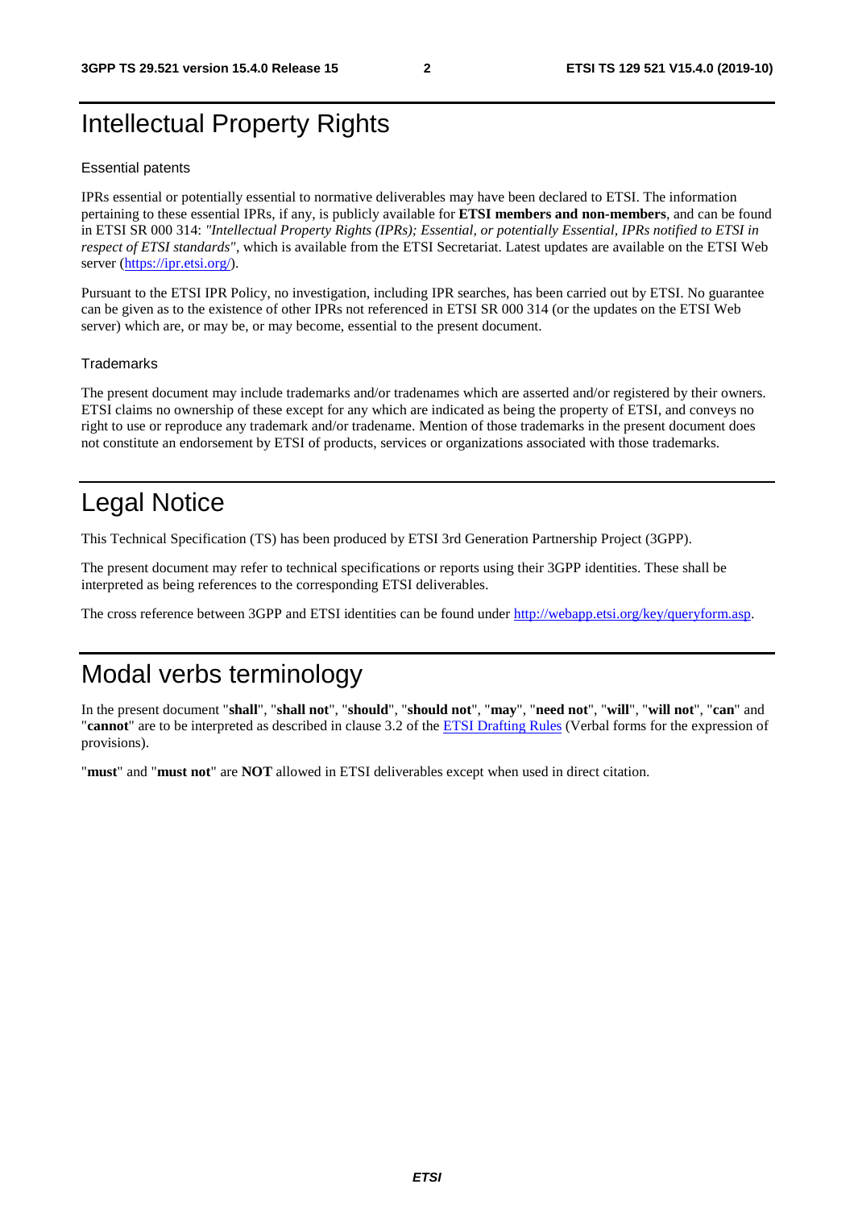# Intellectual Property Rights

Essential patents

IPRs essential or potentially essential to normative deliverables may have been declared to ETSI. The information pertaining to these essential IPRs, if any, is publicly available for **ETSI members and non-members**, and can be found in ETSI SR 000 314: *"Intellectual Property Rights (IPRs); Essential, or potentially Essential, IPRs notified to ETSI in respect of ETSI standards"*, which is available from the ETSI Secretariat. Latest updates are available on the ETSI Web server (https://ipr.etsi.org/).

Pursuant to the ETSI IPR Policy, no investigation, including IPR searches, has been carried out by ETSI. No guarantee can be given as to the existence of other IPRs not referenced in ETSI SR 000 314 (or the updates on the ETSI Web server) which are, or may be, or may become, essential to the present document.

Trademarks

The present document may include trademarks and/or tradenames which are asserted and/or registered by their owners. ETSI claims no ownership of these except for any which are indicated as being the property of ETSI, and conveys no right to use or reproduce any trademark and/or tradename. Mention of those trademarks in the present document does not constitute an endorsement by ETSI of products, services or organizations associated with those trademarks.

# Legal Notice

This Technical Specification (TS) has been produced by ETSI 3rd Generation Partnership Project (3GPP).

The present document may refer to technical specifications or reports using their 3GPP identities. These shall be interpreted as being references to the corresponding ETSI deliverables.

The cross reference between 3GPP and ETSI identities can be found under http://webapp.etsi.org/key/queryform.asp.

# Modal verbs terminology

In the present document "**shall**", "**shall not**", "**should**", "**should not**", "**may**", "**need not**", "**will**", "**will not**", "**can**" and "**cannot**" are to be interpreted as described in clause 3.2 of the ETSI Drafting Rules (Verbal forms for the expression of provisions).

"**must**" and "**must not**" are **NOT** allowed in ETSI deliverables except when used in direct citation.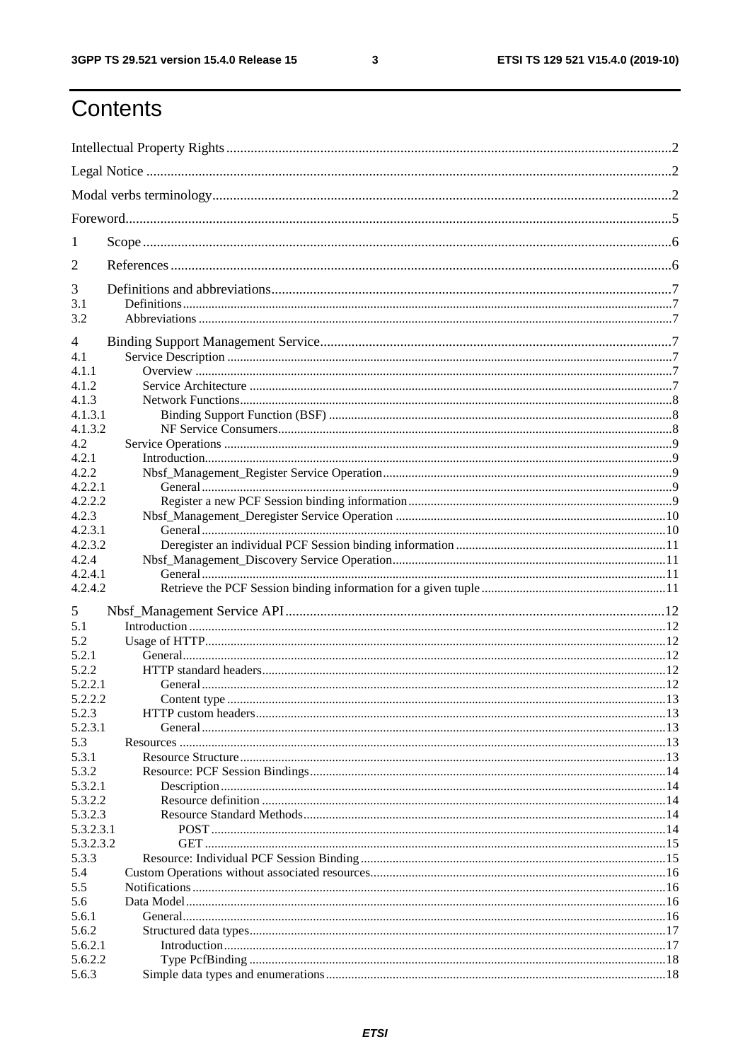# Contents

Intellectual Property Rights ............................................................ 2

Legal Notice ............................................................ 2

Modal verbs terminology ............................................................ 2

Foreword ............................................................ 5

1 Scope ............................................................ 6

2 References ............................................................ 6

3 Definitions and abbreviations ............................................................ 7

3.1 Definitions ............................................................ 7

3.2 Abbreviations ............................................................ 7

4 Binding Support Management Service ............................................................ 7

4.1 Service Description ............................................................ 7

4.1.1 Overview ............................................................ 7

4.1.2 Service Architecture ............................................................ 7

4.1.3 Network Functions ............................................................ 8

4.1.3.1 Binding Support Function (BSF) ............................................................ 8

4.1.3.2 NF Service Consumers ............................................................ 8

4.2 Service Operations ............................................................ 9

4.2.1 Introduction ............................................................ 9

4.2.2 Nbsf_Management_Register Service Operation ............................................................ 9

4.2.2.1 General ............................................................ 9

4.2.2.2 Register a new PCF Session binding information ............................................................ 9

4.2.3 Nbsf_Management_Deregister Service Operation ............................................................ 10

4.2.3.1 General ............................................................ 10

4.2.3.2 Deregister an individual PCF Session binding information ............................................................ 11

4.2.4 Nbsf_Management_Discovery Service Operation ............................................................ 11

4.2.4.1 General ............................................................ 11

4.2.4.2 Retrieve the PCF Session binding information for a given tuple ............................................................ 11

5 Nbsf_Management Service API ............................................................ 12

5.1 Introduction ............................................................ 12

5.2 Usage of HTTP ............................................................ 12

5.2.1 General ............................................................ 12

5.2.2 HTTP standard headers ............................................................ 12

5.2.2.1 General ............................................................ 12

5.2.2.2 Content type ............................................................ 13

5.2.3 HTTP custom headers ............................................................ 13

5.2.3.1 General ............................................................ 13

5.3 Resources ............................................................ 13

5.3.1 Resource Structure ............................................................ 13

5.3.2 Resource: PCF Session Bindings ............................................................ 14

5.3.2.1 Description ............................................................ 14

5.3.2.2 Resource definition ............................................................ 14

5.3.2.3 Resource Standard Methods ............................................................ 14

5.3.2.3.1 POST ............................................................ 14

5.3.2.3.2 GET ............................................................ 15

5.3.3 Resource: Individual PCF Session Binding ............................................................ 15

5.4 Custom Operations without associated resources ............................................................ 16

5.5 Notifications ............................................................ 16

5.6 Data Model ............................................................ 16

5.6.1 General ............................................................ 16

5.6.2 Structured data types ............................................................ 17

5.6.2.1 Introduction ............................................................ 17

5.6.2.2 Type PcfBinding ............................................................ 18

5.6.3 Simple data types and enumerations ............................................................ 18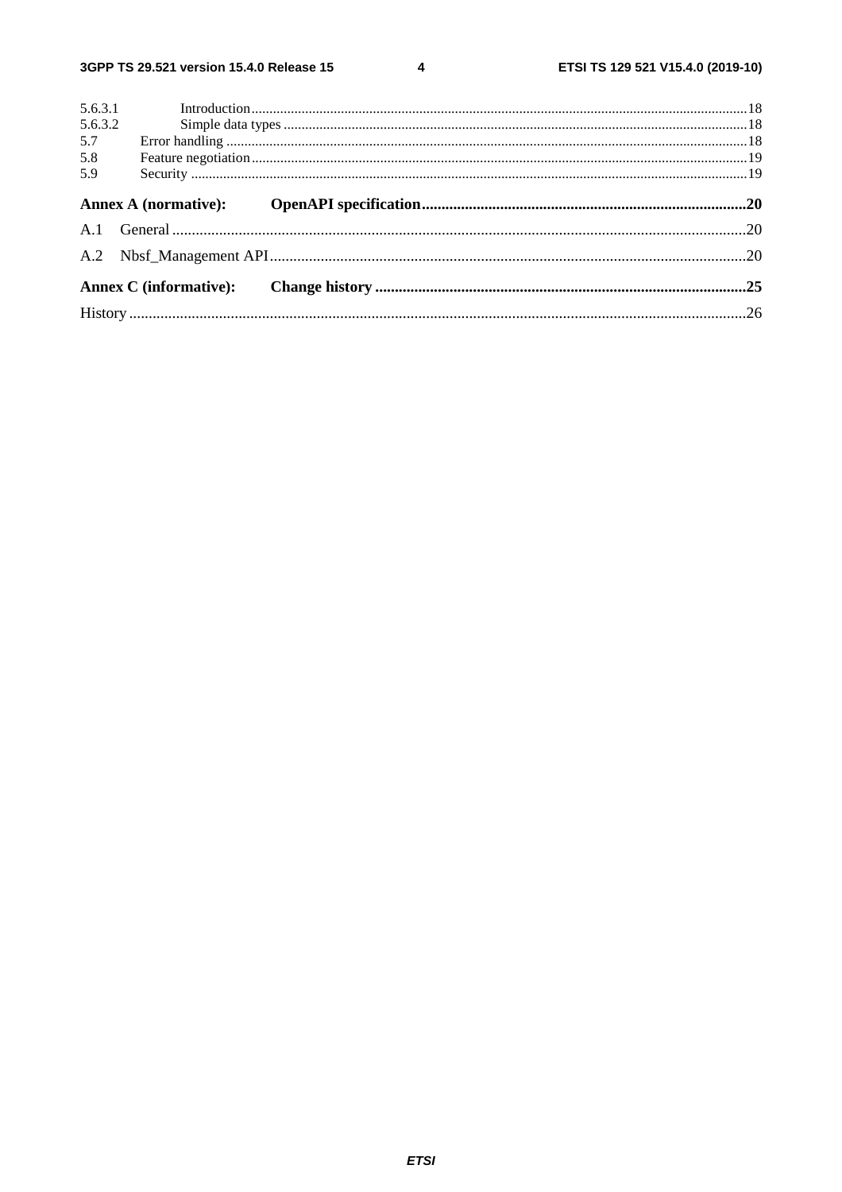5.6.3.1 Introduction ....18
5.6.3.2 Simple data types ....18
5.7 Error handling ....18
5.8 Feature negotiation ....19
5.9 Security ....19

**Annex A (normative): OpenAPI specification ....20**

A.1 General ....20

A.2 Nbsf_Management API ....20

**Annex C (informative): Change history ....25**

History ....26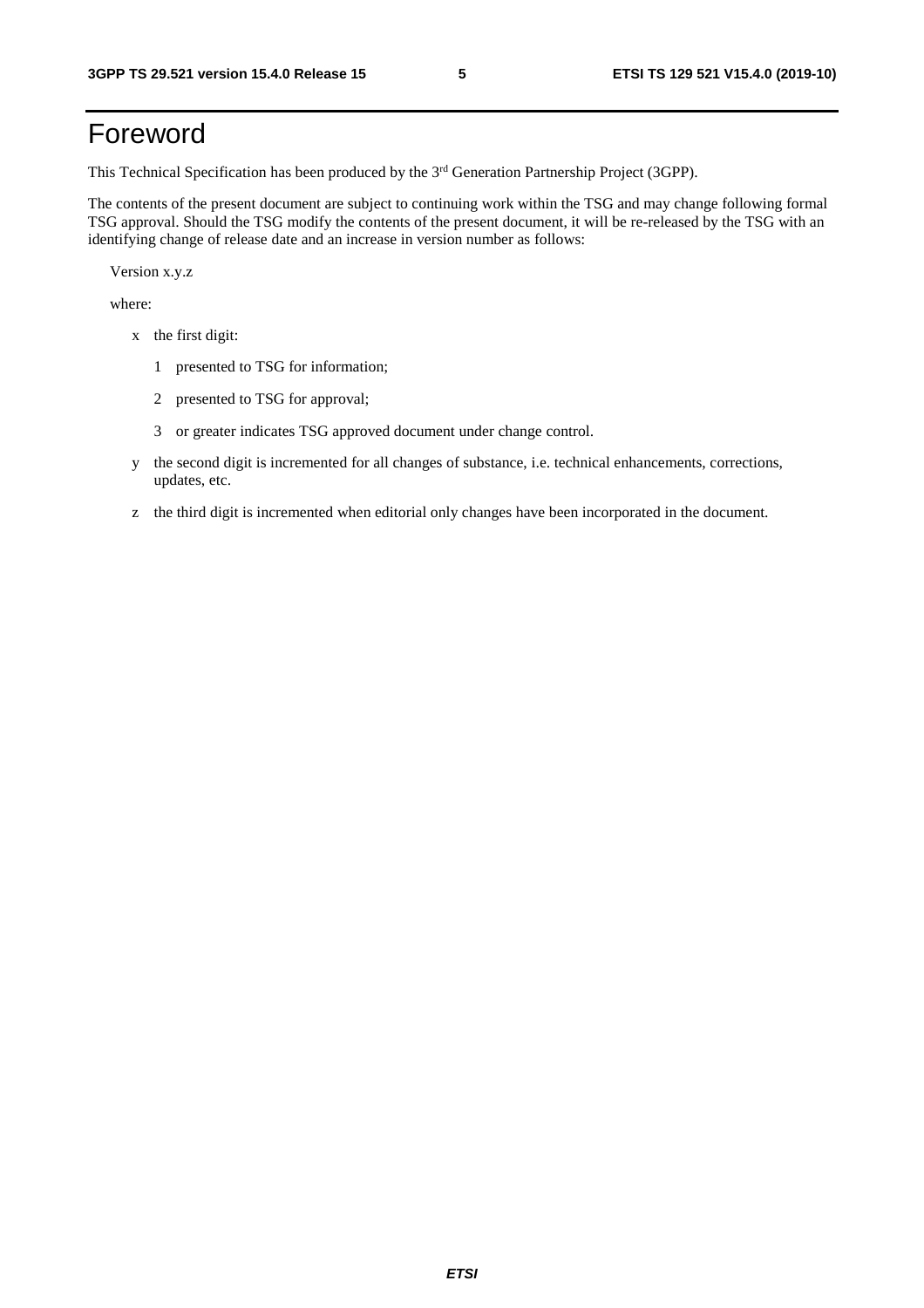# Foreword

This Technical Specification has been produced by the 3rd Generation Partnership Project (3GPP).

The contents of the present document are subject to continuing work within the TSG and may change following formal TSG approval. Should the TSG modify the contents of the present document, it will be re-released by the TSG with an identifying change of release date and an increase in version number as follows:

Version x.y.z

where:

- x the first digit:
  - 1 presented to TSG for information;
  - 2 presented to TSG for approval;
  - 3 or greater indicates TSG approved document under change control.
- y the second digit is incremented for all changes of substance, i.e. technical enhancements, corrections, updates, etc.
- z the third digit is incremented when editorial only changes have been incorporated in the document.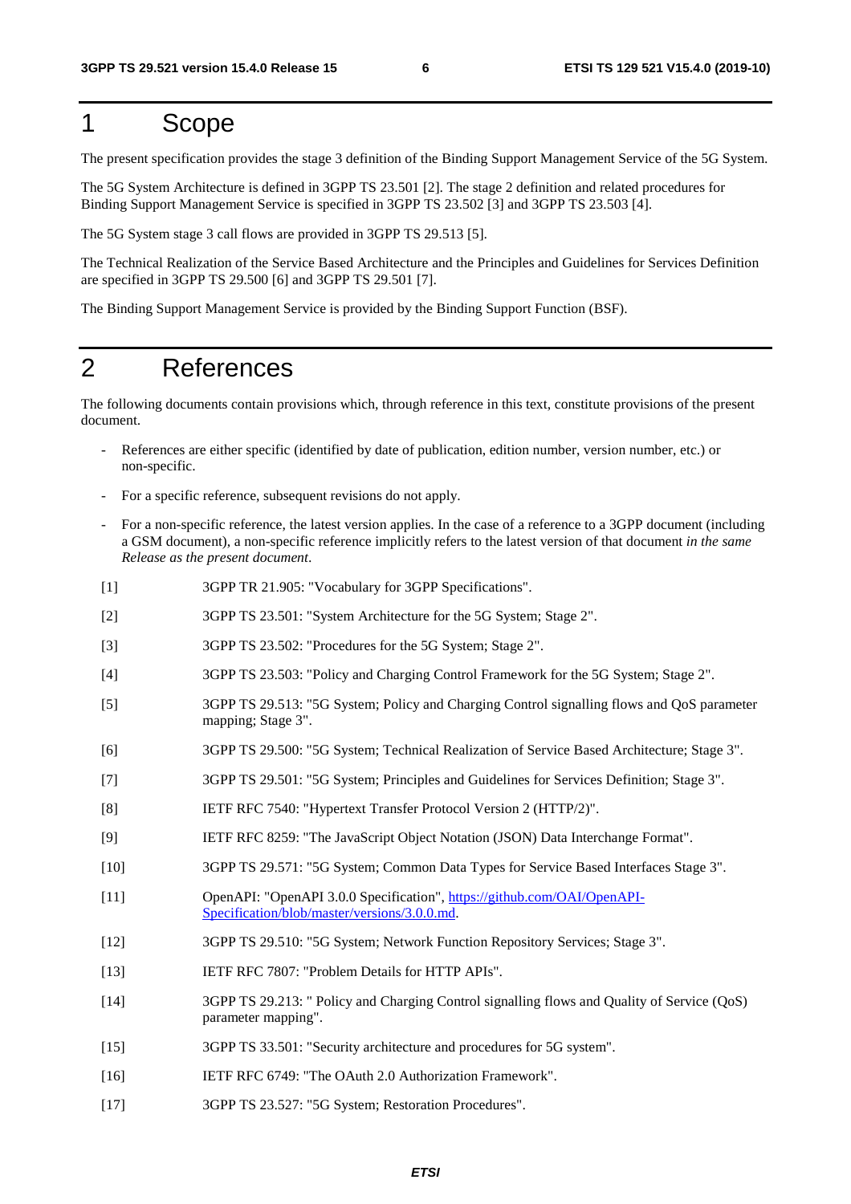# 1 Scope

The present specification provides the stage 3 definition of the Binding Support Management Service of the 5G System.

The 5G System Architecture is defined in 3GPP TS 23.501 [2]. The stage 2 definition and related procedures for Binding Support Management Service is specified in 3GPP TS 23.502 [3] and 3GPP TS 23.503 [4].

The 5G System stage 3 call flows are provided in 3GPP TS 29.513 [5].

The Technical Realization of the Service Based Architecture and the Principles and Guidelines for Services Definition are specified in 3GPP TS 29.500 [6] and 3GPP TS 29.501 [7].

The Binding Support Management Service is provided by the Binding Support Function (BSF).

# 2 References

The following documents contain provisions which, through reference in this text, constitute provisions of the present document.

- References are either specific (identified by date of publication, edition number, version number, etc.) or non-specific.
- For a specific reference, subsequent revisions do not apply.
- For a non-specific reference, the latest version applies. In the case of a reference to a 3GPP document (including a GSM document), a non-specific reference implicitly refers to the latest version of that document *in the same Release as the present document*.

[1] 3GPP TR 21.905: "Vocabulary for 3GPP Specifications".

[2] 3GPP TS 23.501: "System Architecture for the 5G System; Stage 2".

[3] 3GPP TS 23.502: "Procedures for the 5G System; Stage 2".

[4] 3GPP TS 23.503: "Policy and Charging Control Framework for the 5G System; Stage 2".

[5] 3GPP TS 29.513: "5G System; Policy and Charging Control signalling flows and QoS parameter mapping; Stage 3".

[6] 3GPP TS 29.500: "5G System; Technical Realization of Service Based Architecture; Stage 3".

[7] 3GPP TS 29.501: "5G System; Principles and Guidelines for Services Definition; Stage 3".

[8] IETF RFC 7540: "Hypertext Transfer Protocol Version 2 (HTTP/2)".

[9] IETF RFC 8259: "The JavaScript Object Notation (JSON) Data Interchange Format".

[10] 3GPP TS 29.571: "5G System; Common Data Types for Service Based Interfaces Stage 3".

[11] OpenAPI: "OpenAPI 3.0.0 Specification", https://github.com/OAI/OpenAPI-Specification/blob/master/versions/3.0.0.md.

[12] 3GPP TS 29.510: "5G System; Network Function Repository Services; Stage 3".

[13] IETF RFC 7807: "Problem Details for HTTP APIs".

[14] 3GPP TS 29.213: " Policy and Charging Control signalling flows and Quality of Service (QoS) parameter mapping".

[15] 3GPP TS 33.501: "Security architecture and procedures for 5G system".

[16] IETF RFC 6749: "The OAuth 2.0 Authorization Framework".

[17] 3GPP TS 23.527: "5G System; Restoration Procedures".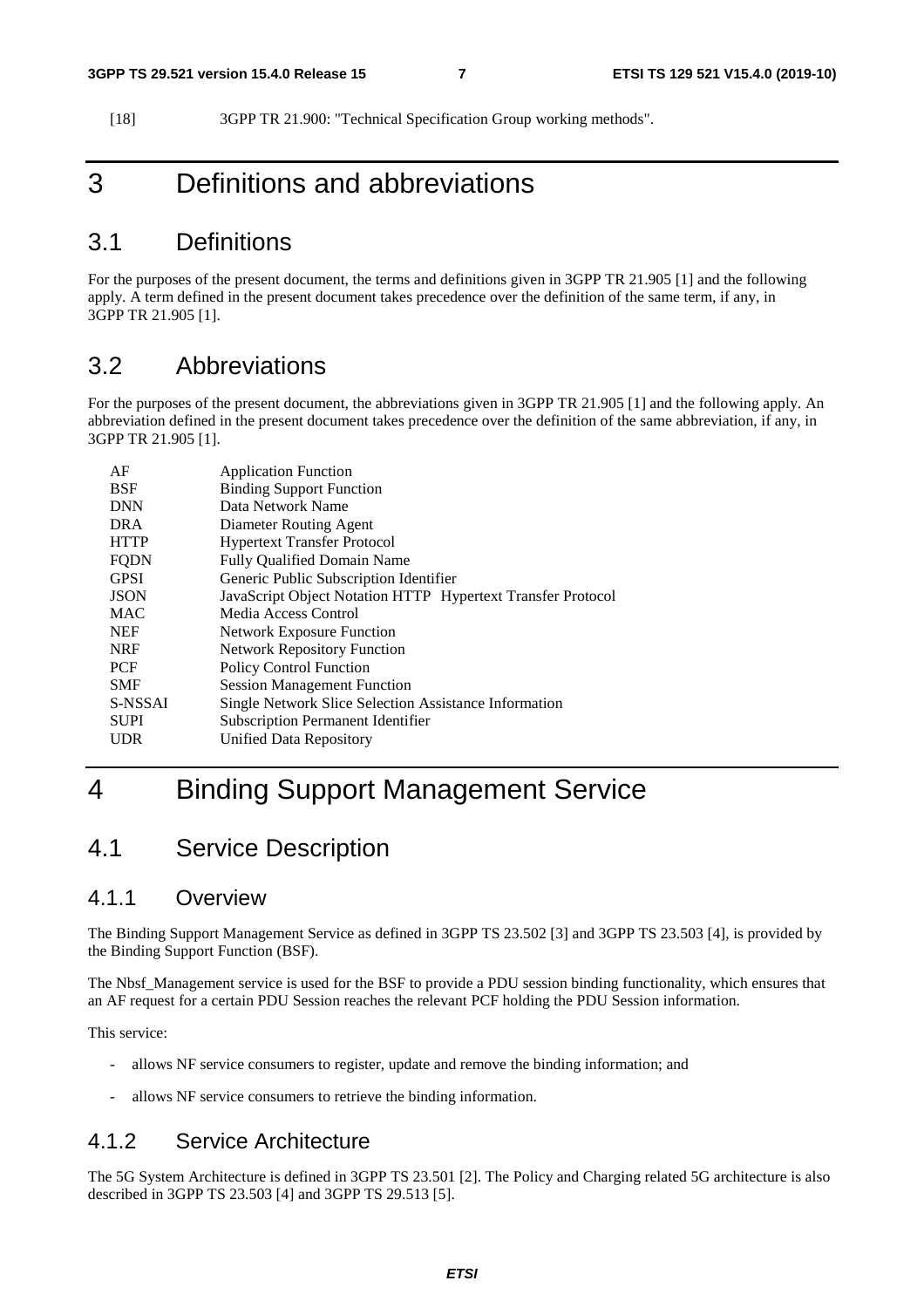[18] 3GPP TR 21.900: "Technical Specification Group working methods".

# 3 Definitions and abbreviations

## 3.1 Definitions

For the purposes of the present document, the terms and definitions given in 3GPP TR 21.905 [1] and the following apply. A term defined in the present document takes precedence over the definition of the same term, if any, in 3GPP TR 21.905 [1].

## 3.2 Abbreviations

For the purposes of the present document, the abbreviations given in 3GPP TR 21.905 [1] and the following apply. An abbreviation defined in the present document takes precedence over the definition of the same abbreviation, if any, in 3GPP TR 21.905 [1].

| | |
|---|---|
| AF | Application Function |
| BSF | Binding Support Function |
| DNN | Data Network Name |
| DRA | Diameter Routing Agent |
| HTTP | Hypertext Transfer Protocol |
| FQDN | Fully Qualified Domain Name |
| GPSI | Generic Public Subscription Identifier |
| JSON | JavaScript Object Notation HTTP Hypertext Transfer Protocol |
| MAC | Media Access Control |
| NEF | Network Exposure Function |
| NRF | Network Repository Function |
| PCF | Policy Control Function |
| SMF | Session Management Function |
| S-NSSAI | Single Network Slice Selection Assistance Information |
| SUPI | Subscription Permanent Identifier |
| UDR | Unified Data Repository |

# 4 Binding Support Management Service

## 4.1 Service Description

### 4.1.1 Overview

The Binding Support Management Service as defined in 3GPP TS 23.502 [3] and 3GPP TS 23.503 [4], is provided by the Binding Support Function (BSF).

The Nbsf_Management service is used for the BSF to provide a PDU session binding functionality, which ensures that an AF request for a certain PDU Session reaches the relevant PCF holding the PDU Session information.

This service:

- allows NF service consumers to register, update and remove the binding information; and
- allows NF service consumers to retrieve the binding information.

### 4.1.2 Service Architecture

The 5G System Architecture is defined in 3GPP TS 23.501 [2]. The Policy and Charging related 5G architecture is also described in 3GPP TS 23.503 [4] and 3GPP TS 29.513 [5].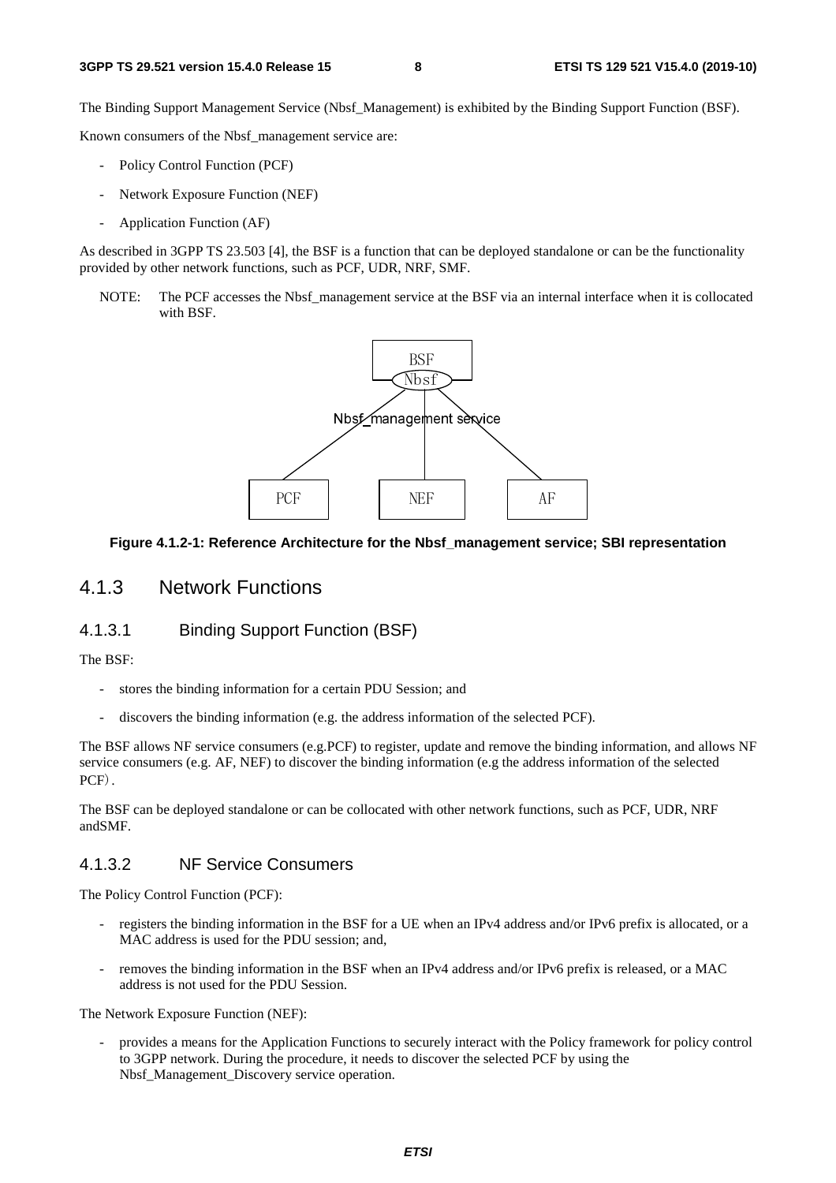The Binding Support Management Service (Nbsf_Management) is exhibited by the Binding Support Function (BSF).

Known consumers of the Nbsf_management service are:

- Policy Control Function (PCF)
- Network Exposure Function (NEF)
- Application Function (AF)

As described in 3GPP TS 23.503 [4], the BSF is a function that can be deployed standalone or can be the functionality provided by other network functions, such as PCF, UDR, NRF, SMF.

NOTE: The PCF accesses the Nbsf_management service at the BSF via an internal interface when it is collocated with BSF.

**Figure 4.1.2-1: Reference Architecture for the Nbsf_management service; SBI representation**

## 4.1.3 Network Functions

### 4.1.3.1 Binding Support Function (BSF)

The BSF:

- stores the binding information for a certain PDU Session; and
- discovers the binding information (e.g. the address information of the selected PCF).

The BSF allows NF service consumers (e.g.PCF) to register, update and remove the binding information, and allows NF service consumers (e.g. AF, NEF) to discover the binding information (e.g the address information of the selected PCF).

The BSF can be deployed standalone or can be collocated with other network functions, such as PCF, UDR, NRF andSMF.

### 4.1.3.2 NF Service Consumers

The Policy Control Function (PCF):

- registers the binding information in the BSF for a UE when an IPv4 address and/or IPv6 prefix is allocated, or a MAC address is used for the PDU session; and,
- removes the binding information in the BSF when an IPv4 address and/or IPv6 prefix is released, or a MAC address is not used for the PDU Session.

The Network Exposure Function (NEF):

- provides a means for the Application Functions to securely interact with the Policy framework for policy control to 3GPP network. During the procedure, it needs to discover the selected PCF by using the Nbsf_Management_Discovery service operation.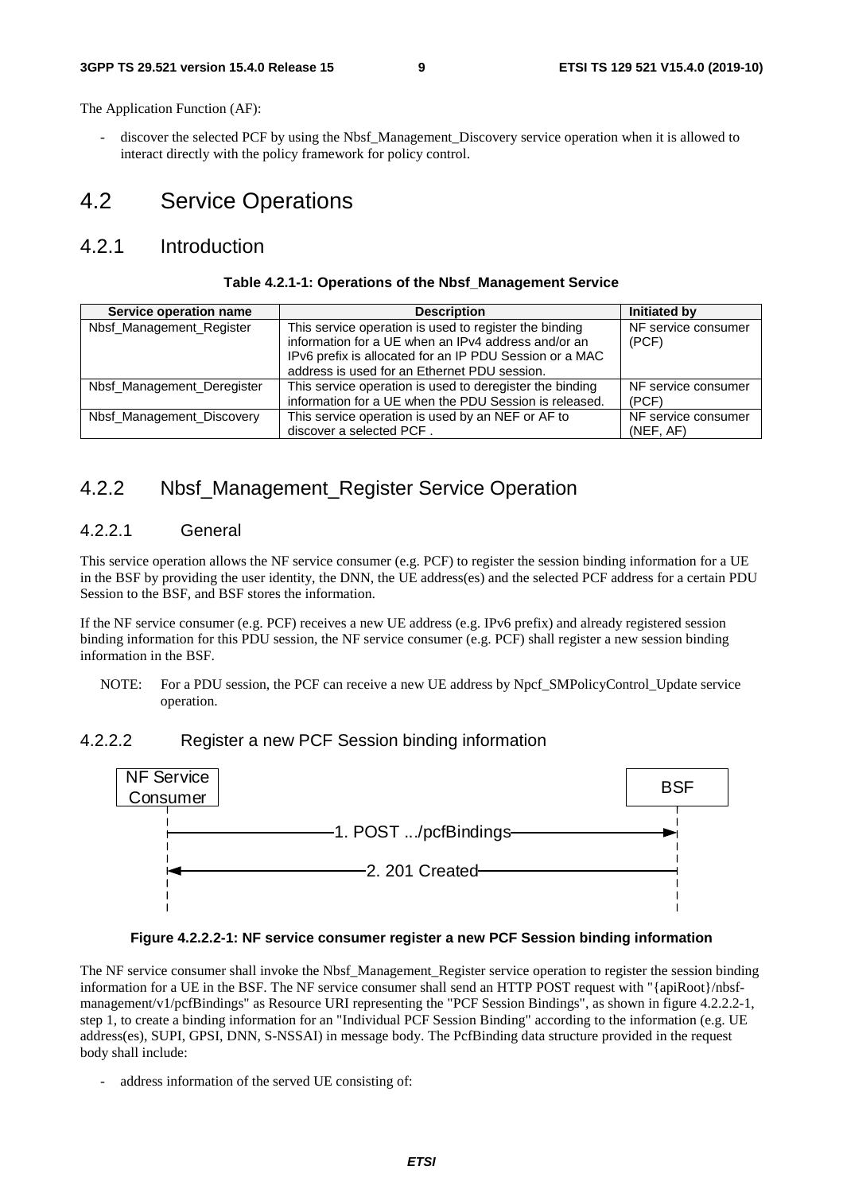The Application Function (AF):

- discover the selected PCF by using the Nbsf_Management_Discovery service operation when it is allowed to interact directly with the policy framework for policy control.

# 4.2 Service Operations

## 4.2.1 Introduction

**Table 4.2.1-1: Operations of the Nbsf_Management Service**

| Service operation name | Description | Initiated by |
|---|---|---|
| Nbsf_Management_Register | This service operation is used to register the binding information for a UE when an IPv4 address and/or an IPv6 prefix is allocated for an IP PDU Session or a MAC address is used for an Ethernet PDU session. | NF service consumer (PCF) |
| Nbsf_Management_Deregister | This service operation is used to deregister the binding information for a UE when the PDU Session is released. | NF service consumer (PCF) |
| Nbsf_Management_Discovery | This service operation is used by an NEF or AF to discover a selected PCF . | NF service consumer (NEF, AF) |

## 4.2.2 Nbsf_Management_Register Service Operation

### 4.2.2.1 General

This service operation allows the NF service consumer (e.g. PCF) to register the session binding information for a UE in the BSF by providing the user identity, the DNN, the UE address(es) and the selected PCF address for a certain PDU Session to the BSF, and BSF stores the information.

If the NF service consumer (e.g. PCF) receives a new UE address (e.g. IPv6 prefix) and already registered session binding information for this PDU session, the NF service consumer (e.g. PCF) shall register a new session binding information in the BSF.

NOTE: For a PDU session, the PCF can receive a new UE address by Npcf_SMPolicyControl_Update service operation.

### 4.2.2.2 Register a new PCF Session binding information

NF Service Consumer → BSF: 1. POST .../pcfBindings

BSF → NF Service Consumer: 2. 201 Created

**Figure 4.2.2.2-1: NF service consumer register a new PCF Session binding information**

The NF service consumer shall invoke the Nbsf_Management_Register service operation to register the session binding information for a UE in the BSF. The NF service consumer shall send an HTTP POST request with "{apiRoot}/nbsf-management/v1/pcfBindings" as Resource URI representing the "PCF Session Bindings", as shown in figure 4.2.2.2-1, step 1, to create a binding information for an "Individual PCF Session Binding" according to the information (e.g. UE address(es), SUPI, GPSI, DNN, S-NSSAI) in message body. The PcfBinding data structure provided in the request body shall include:

- address information of the served UE consisting of: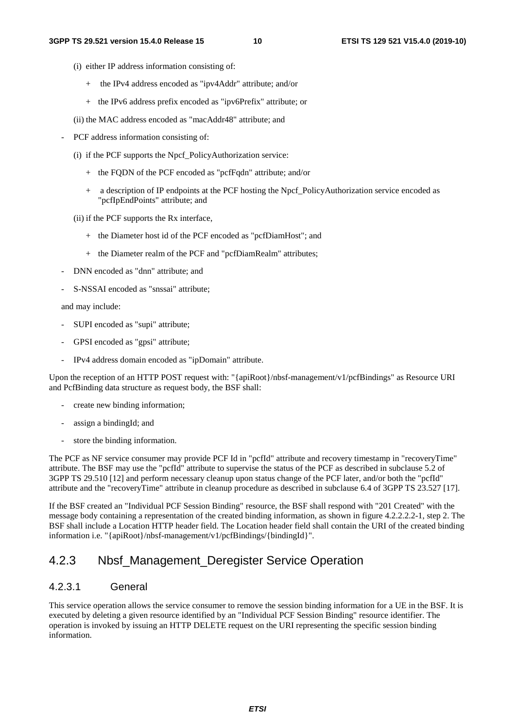(i) either IP address information consisting of:

+ the IPv4 address encoded as "ipv4Addr" attribute; and/or

+ the IPv6 address prefix encoded as "ipv6Prefix" attribute; or

(ii) the MAC address encoded as "macAddr48" attribute; and

- PCF address information consisting of:

  (i) if the PCF supports the Npcf_PolicyAuthorization service:

  + the FQDN of the PCF encoded as "pcfFqdn" attribute; and/or

  + a description of IP endpoints at the PCF hosting the Npcf_PolicyAuthorization service encoded as "pcfIpEndPoints" attribute; and

  (ii) if the PCF supports the Rx interface,

  + the Diameter host id of the PCF encoded as "pcfDiamHost"; and

  + the Diameter realm of the PCF and "pcfDiamRealm" attributes;

- DNN encoded as "dnn" attribute; and

- S-NSSAI encoded as "snssai" attribute;

and may include:

- SUPI encoded as "supi" attribute;

- GPSI encoded as "gpsi" attribute;

- IPv4 address domain encoded as "ipDomain" attribute.

Upon the reception of an HTTP POST request with: "{apiRoot}/nbsf-management/v1/pcfBindings" as Resource URI and PcfBinding data structure as request body, the BSF shall:

- create new binding information;

- assign a bindingId; and

- store the binding information.

The PCF as NF service consumer may provide PCF Id in "pcfId" attribute and recovery timestamp in "recoveryTime" attribute. The BSF may use the "pcfId" attribute to supervise the status of the PCF as described in subclause 5.2 of 3GPP TS 29.510 [12] and perform necessary cleanup upon status change of the PCF later, and/or both the "pcfId" attribute and the "recoveryTime" attribute in cleanup procedure as described in subclause 6.4 of 3GPP TS 23.527 [17].

If the BSF created an "Individual PCF Session Binding" resource, the BSF shall respond with "201 Created" with the message body containing a representation of the created binding information, as shown in figure 4.2.2.2.2-1, step 2. The BSF shall include a Location HTTP header field. The Location header field shall contain the URI of the created binding information i.e. "{apiRoot}/nbsf-management/v1/pcfBindings/{bindingId}".

## 4.2.3 Nbsf_Management_Deregister Service Operation

### 4.2.3.1 General

This service operation allows the service consumer to remove the session binding information for a UE in the BSF. It is executed by deleting a given resource identified by an "Individual PCF Session Binding" resource identifier. The operation is invoked by issuing an HTTP DELETE request on the URI representing the specific session binding information.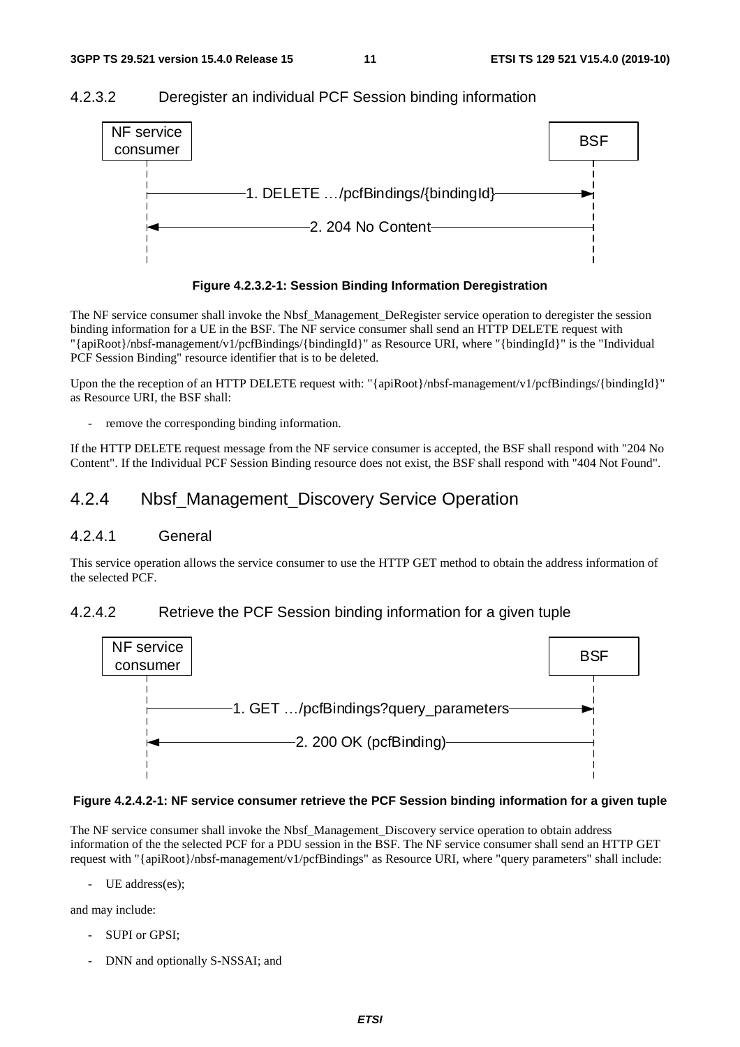### 4.2.3.2 Deregister an individual PCF Session binding information

NF service consumer → BSF: 1. DELETE …/pcfBindings/{bindingId}

BSF → NF service consumer: 2. 204 No Content

**Figure 4.2.3.2-1: Session Binding Information Deregistration**

The NF service consumer shall invoke the Nbsf_Management_DeRegister service operation to deregister the session binding information for a UE in the BSF. The NF service consumer shall send an HTTP DELETE request with "{apiRoot}/nbsf-management/v1/pcfBindings/{bindingId}" as Resource URI, where "{bindingId}" is the "Individual PCF Session Binding" resource identifier that is to be deleted.

Upon the the reception of an HTTP DELETE request with: "{apiRoot}/nbsf-management/v1/pcfBindings/{bindingId}" as Resource URI, the BSF shall:

- remove the corresponding binding information.

If the HTTP DELETE request message from the NF service consumer is accepted, the BSF shall respond with "204 No Content". If the Individual PCF Session Binding resource does not exist, the BSF shall respond with "404 Not Found".

## 4.2.4 Nbsf_Management_Discovery Service Operation

### 4.2.4.1 General

This service operation allows the service consumer to use the HTTP GET method to obtain the address information of the selected PCF.

### 4.2.4.2 Retrieve the PCF Session binding information for a given tuple

NF service consumer → BSF: 1. GET …/pcfBindings?query_parameters

BSF → NF service consumer: 2. 200 OK (pcfBinding)

**Figure 4.2.4.2-1: NF service consumer retrieve the PCF Session binding information for a given tuple**

The NF service consumer shall invoke the Nbsf_Management_Discovery service operation to obtain address information of the the selected PCF for a PDU session in the BSF. The NF service consumer shall send an HTTP GET request with "{apiRoot}/nbsf-management/v1/pcfBindings" as Resource URI, where "query parameters" shall include:

- UE address(es);

and may include:

- SUPI or GPSI;
- DNN and optionally S-NSSAI; and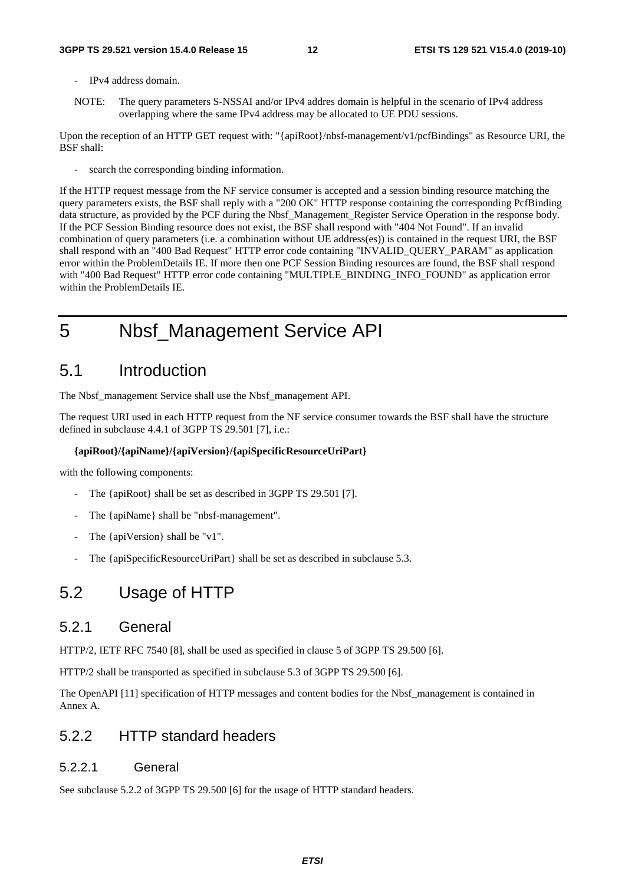- IPv4 address domain.

NOTE: The query parameters S-NSSAI and/or IPv4 addres domain is helpful in the scenario of IPv4 address overlapping where the same IPv4 address may be allocated to UE PDU sessions.

Upon the reception of an HTTP GET request with: "{apiRoot}/nbsf-management/v1/pcfBindings" as Resource URI, the BSF shall:

- search the corresponding binding information.

If the HTTP request message from the NF service consumer is accepted and a session binding resource matching the query parameters exists, the BSF shall reply with a "200 OK" HTTP response containing the corresponding PcfBinding data structure, as provided by the PCF during the Nbsf_Management_Register Service Operation in the response body. If the PCF Session Binding resource does not exist, the BSF shall respond with "404 Not Found". If an invalid combination of query parameters (i.e. a combination without UE address(es)) is contained in the request URI, the BSF shall respond with an "400 Bad Request" HTTP error code containing "INVALID_QUERY_PARAM" as application error within the ProblemDetails IE. If more then one PCF Session Binding resources are found, the BSF shall respond with "400 Bad Request" HTTP error code containing "MULTIPLE_BINDING_INFO_FOUND" as application error within the ProblemDetails IE.

# 5 Nbsf_Management Service API

## 5.1 Introduction

The Nbsf_management Service shall use the Nbsf_management API.

The request URI used in each HTTP request from the NF service consumer towards the BSF shall have the structure defined in subclause 4.4.1 of 3GPP TS 29.501 [7], i.e.:

**{apiRoot}/{apiName}/{apiVersion}/{apiSpecificResourceUriPart}**

with the following components:

- The {apiRoot} shall be set as described in 3GPP TS 29.501 [7].
- The {apiName} shall be "nbsf-management".
- The {apiVersion} shall be "v1".
- The {apiSpecificResourceUriPart} shall be set as described in subclause 5.3.

## 5.2 Usage of HTTP

### 5.2.1 General

HTTP/2, IETF RFC 7540 [8], shall be used as specified in clause 5 of 3GPP TS 29.500 [6].

HTTP/2 shall be transported as specified in subclause 5.3 of 3GPP TS 29.500 [6].

The OpenAPI [11] specification of HTTP messages and content bodies for the Nbsf_management is contained in Annex A.

### 5.2.2 HTTP standard headers

#### 5.2.2.1 General

See subclause 5.2.2 of 3GPP TS 29.500 [6] for the usage of HTTP standard headers.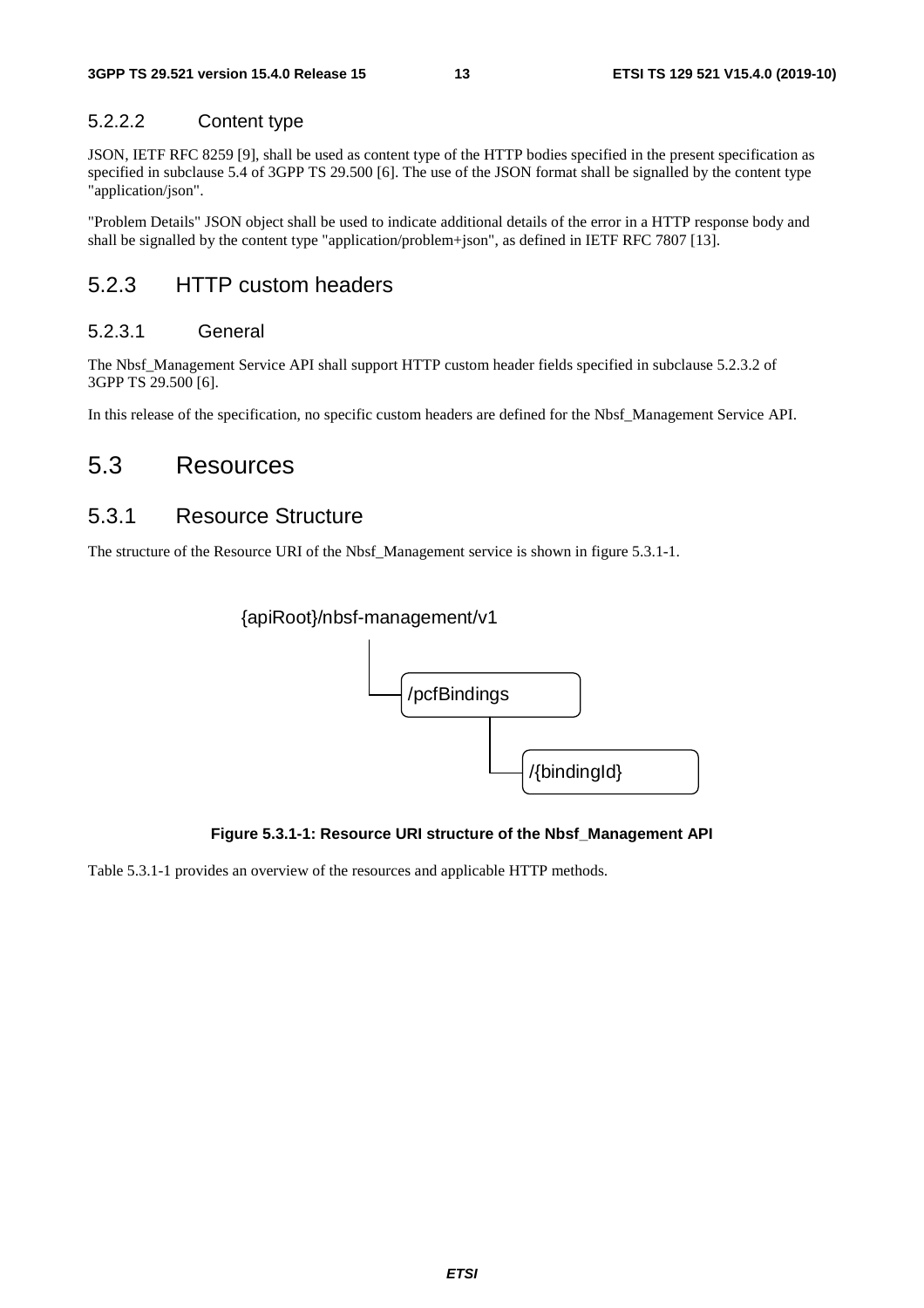#### 5.2.2.2 Content type

JSON, IETF RFC 8259 [9], shall be used as content type of the HTTP bodies specified in the present specification as specified in subclause 5.4 of 3GPP TS 29.500 [6]. The use of the JSON format shall be signalled by the content type "application/json".

"Problem Details" JSON object shall be used to indicate additional details of the error in a HTTP response body and shall be signalled by the content type "application/problem+json", as defined in IETF RFC 7807 [13].

### 5.2.3 HTTP custom headers

#### 5.2.3.1 General

The Nbsf_Management Service API shall support HTTP custom header fields specified in subclause 5.2.3.2 of 3GPP TS 29.500 [6].

In this release of the specification, no specific custom headers are defined for the Nbsf_Management Service API.

## 5.3 Resources

### 5.3.1 Resource Structure

The structure of the Resource URI of the Nbsf_Management service is shown in figure 5.3.1-1.

```
{apiRoot}/nbsf-management/v1
    |
    └── /pcfBindings
            |
            └── /{bindingId}
```

**Figure 5.3.1-1: Resource URI structure of the Nbsf_Management API**

Table 5.3.1-1 provides an overview of the resources and applicable HTTP methods.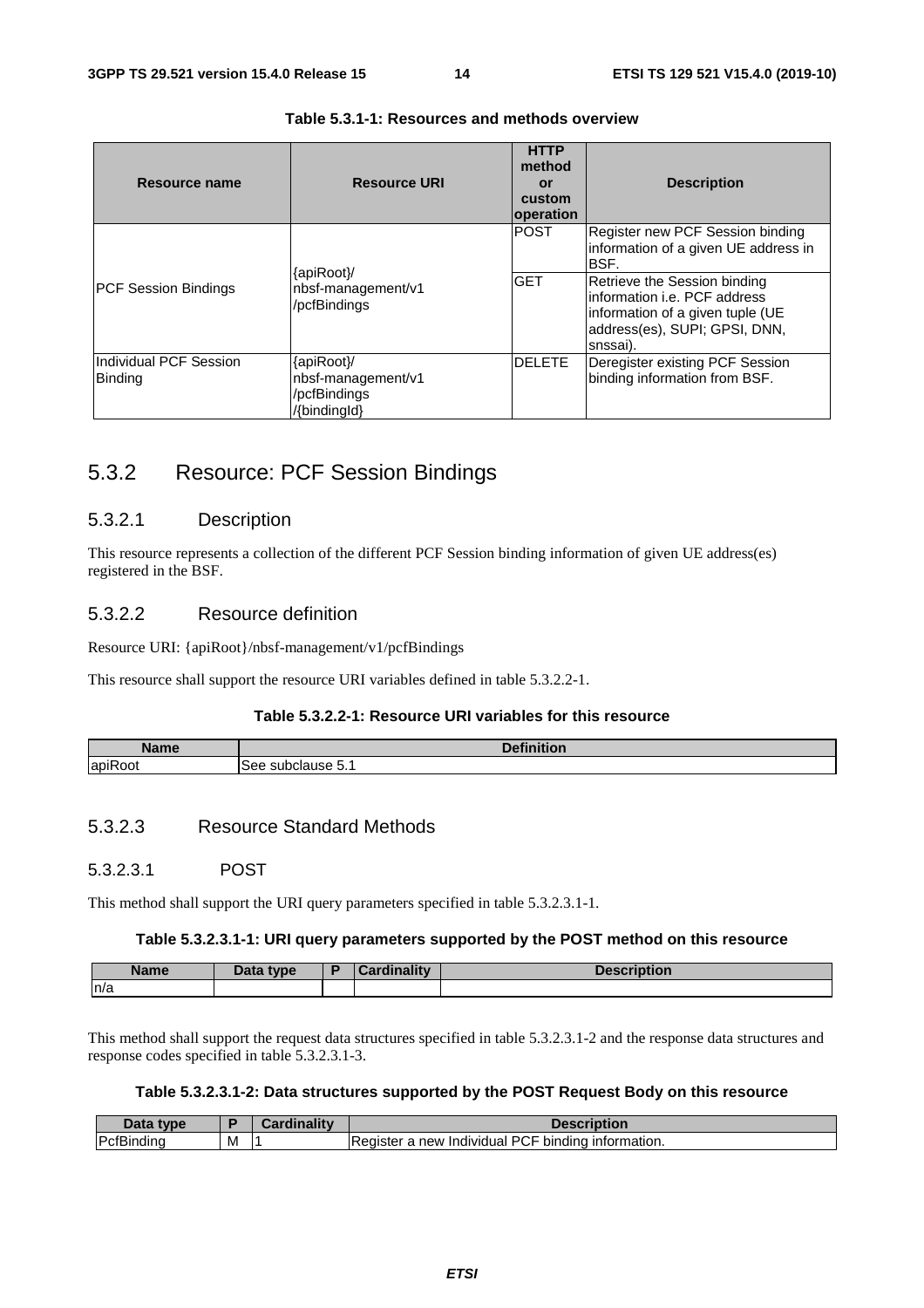**Table 5.3.1-1: Resources and methods overview**

| Resource name | Resource URI | HTTP method or custom operation | Description |
| --- | --- | --- | --- |
| PCF Session Bindings | {apiRoot}/ nbsf-management/v1 /pcfBindings | POST | Register new PCF Session binding information of a given UE address in BSF. |
| | | GET | Retrieve the Session binding information i.e. PCF address information of a given tuple (UE address(es), SUPI; GPSI, DNN, snssai). |
| Individual PCF Session Binding | {apiRoot}/ nbsf-management/v1 /pcfBindings /{bindingId} | DELETE | Deregister existing PCF Session binding information from BSF. |

## 5.3.2 Resource: PCF Session Bindings

### 5.3.2.1 Description

This resource represents a collection of the different PCF Session binding information of given UE address(es) registered in the BSF.

### 5.3.2.2 Resource definition

Resource URI: {apiRoot}/nbsf-management/v1/pcfBindings

This resource shall support the resource URI variables defined in table 5.3.2.2-1.

**Table 5.3.2.2-1: Resource URI variables for this resource**

| Name | Definition |
| --- | --- |
| apiRoot | See subclause 5.1 |

### 5.3.2.3 Resource Standard Methods

#### 5.3.2.3.1 POST

This method shall support the URI query parameters specified in table 5.3.2.3.1-1.

**Table 5.3.2.3.1-1: URI query parameters supported by the POST method on this resource**

| Name | Data type | P | Cardinality | Description |
| --- | --- | --- | --- | --- |
| n/a | | | | |

This method shall support the request data structures specified in table 5.3.2.3.1-2 and the response data structures and response codes specified in table 5.3.2.3.1-3.

**Table 5.3.2.3.1-2: Data structures supported by the POST Request Body on this resource**

| Data type | P | Cardinality | Description |
| --- | --- | --- | --- |
| PcfBinding | M | 1 | Register a new Individual PCF binding information. |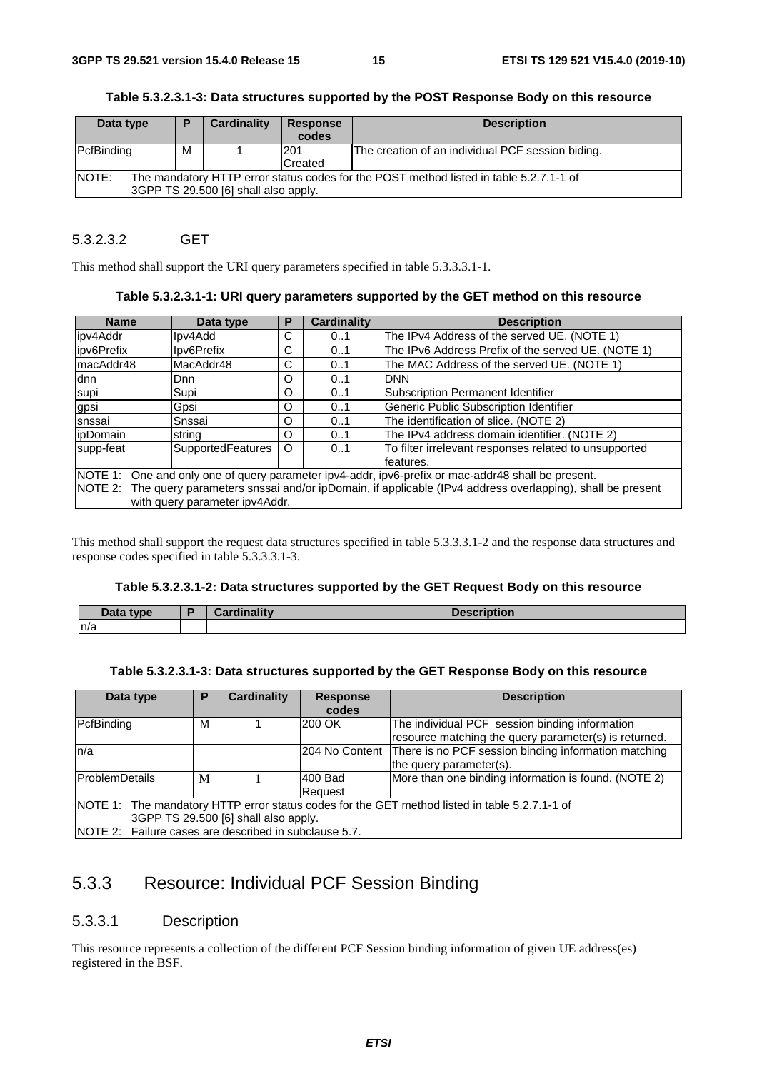**Table 5.3.2.3.1-3: Data structures supported by the POST Response Body on this resource**

| Data type | P | Cardinality | Response codes | Description |
|---|---|---|---|---|
| PcfBinding | M | 1 | 201 Created | The creation of an individual PCF session biding. |
| NOTE: The mandatory HTTP error status codes for the POST method listed in table 5.2.7.1-1 of 3GPP TS 29.500 [6] shall also apply. | | | | |

#### 5.3.2.3.2 GET

This method shall support the URI query parameters specified in table 5.3.3.3.1-1.

**Table 5.3.2.3.1-1: URI query parameters supported by the GET method on this resource**

| Name | Data type | P | Cardinality | Description |
|---|---|---|---|---|
| ipv4Addr | Ipv4Add | C | 0..1 | The IPv4 Address of the served UE. (NOTE 1) |
| ipv6Prefix | Ipv6Prefix | C | 0..1 | The IPv6 Address Prefix of the served UE. (NOTE 1) |
| macAddr48 | MacAddr48 | C | 0..1 | The MAC Address of the served UE. (NOTE 1) |
| dnn | Dnn | O | 0..1 | DNN |
| supi | Supi | O | 0..1 | Subscription Permanent Identifier |
| gpsi | Gpsi | O | 0..1 | Generic Public Subscription Identifier |
| snssai | Snssai | O | 0..1 | The identification of slice. (NOTE 2) |
| ipDomain | string | O | 0..1 | The IPv4 address domain identifier. (NOTE 2) |
| supp-feat | SupportedFeatures | O | 0..1 | To filter irrelevant responses related to unsupported features. |
| NOTE 1: One and only one of query parameter ipv4-addr, ipv6-prefix or mac-addr48 shall be present.<br>NOTE 2: The query parameters snssai and/or ipDomain, if applicable (IPv4 address overlapping), shall be present with query parameter ipv4Addr. | | | | |

This method shall support the request data structures specified in table 5.3.3.3.1-2 and the response data structures and response codes specified in table 5.3.3.3.1-3.

**Table 5.3.2.3.1-2: Data structures supported by the GET Request Body on this resource**

| Data type | P | Cardinality | Description |
|---|---|---|---|
| n/a | | | |

**Table 5.3.2.3.1-3: Data structures supported by the GET Response Body on this resource**

| Data type | P | Cardinality | Response codes | Description |
|---|---|---|---|---|
| PcfBinding | M | 1 | 200 OK | The individual PCF session binding information resource matching the query parameter(s) is returned. |
| n/a | | | 204 No Content | There is no PCF session binding information matching the query parameter(s). |
| ProblemDetails | M | 1 | 400 Bad Request | More than one binding information is found. (NOTE 2) |
| NOTE 1: The mandatory HTTP error status codes for the GET method listed in table 5.2.7.1-1 of 3GPP TS 29.500 [6] shall also apply.<br>NOTE 2: Failure cases are described in subclause 5.7. | | | | |

## 5.3.3 Resource: Individual PCF Session Binding

### 5.3.3.1 Description

This resource represents a collection of the different PCF Session binding information of given UE address(es) registered in the BSF.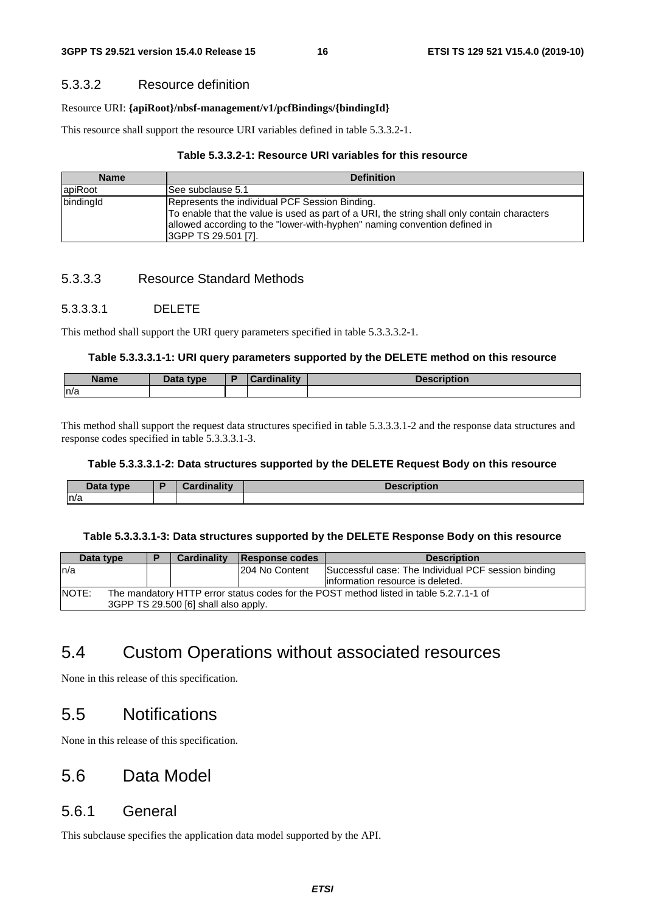### 5.3.3.2 Resource definition

Resource URI: **{apiRoot}/nbsf-management/v1/pcfBindings/{bindingId}**

This resource shall support the resource URI variables defined in table 5.3.3.2-1.

**Table 5.3.3.2-1: Resource URI variables for this resource**

| Name | Definition |
|---|---|
| apiRoot | See subclause 5.1 |
| bindingId | Represents the individual PCF Session Binding.<br>To enable that the value is used as part of a URI, the string shall only contain characters allowed according to the "lower-with-hyphen" naming convention defined in 3GPP TS 29.501 [7]. |

### 5.3.3.3 Resource Standard Methods

#### 5.3.3.3.1 DELETE

This method shall support the URI query parameters specified in table 5.3.3.3.2-1.

**Table 5.3.3.3.1-1: URI query parameters supported by the DELETE method on this resource**

| Name | Data type | P | Cardinality | Description |
|---|---|---|---|---|
| n/a | | | | |

This method shall support the request data structures specified in table 5.3.3.3.1-2 and the response data structures and response codes specified in table 5.3.3.3.1-3.

**Table 5.3.3.3.1-2: Data structures supported by the DELETE Request Body on this resource**

| Data type | P | Cardinality | Description |
|---|---|---|---|
| n/a | | | |

**Table 5.3.3.3.1-3: Data structures supported by the DELETE Response Body on this resource**

| Data type | P | Cardinality | Response codes | Description |
|---|---|---|---|---|
| n/a | | | 204 No Content | Successful case: The Individual PCF session binding information resource is deleted. |
| NOTE: The mandatory HTTP error status codes for the POST method listed in table 5.2.7.1-1 of 3GPP TS 29.500 [6] shall also apply. | | | | |

## 5.4 Custom Operations without associated resources

None in this release of this specification.

## 5.5 Notifications

None in this release of this specification.

## 5.6 Data Model

### 5.6.1 General

This subclause specifies the application data model supported by the API.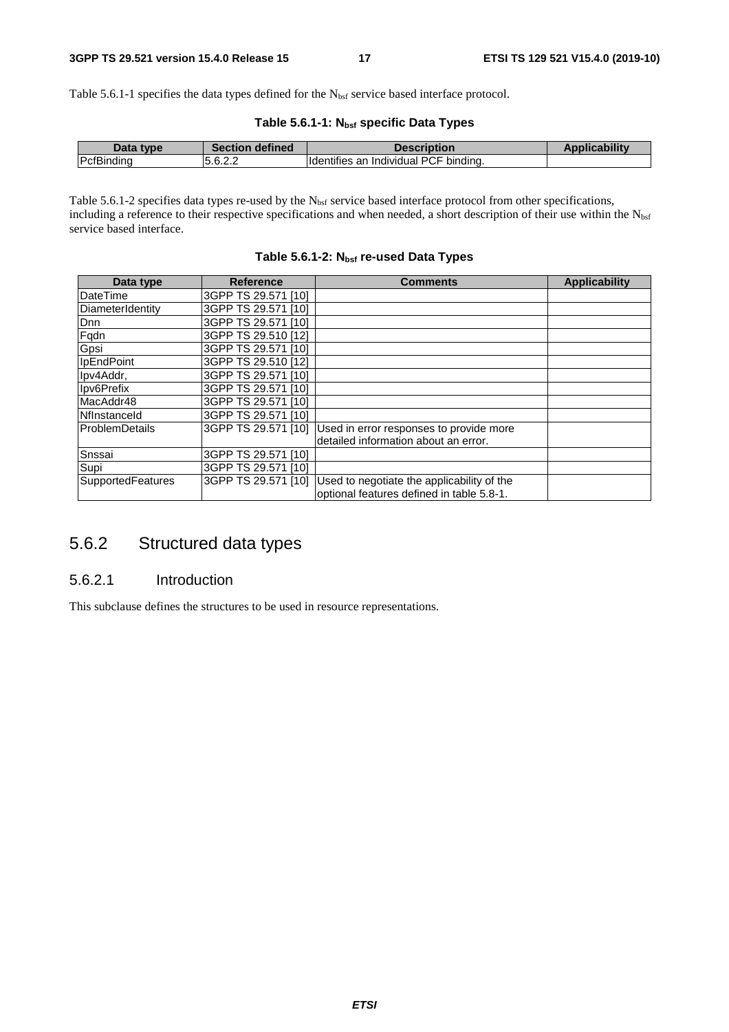Table 5.6.1-1 specifies the data types defined for the $N_{bsf}$ service based interface protocol.

**Table 5.6.1-1: $N_{bsf}$ specific Data Types**

| Data type | Section defined | Description | Applicability |
|---|---|---|---|
| PcfBinding | 5.6.2.2 | Identifies an Individual PCF binding. | |

Table 5.6.1-2 specifies data types re-used by the $N_{bsf}$ service based interface protocol from other specifications, including a reference to their respective specifications and when needed, a short description of their use within the $N_{bsf}$ service based interface.

**Table 5.6.1-2: $N_{bsf}$ re-used Data Types**

| Data type | Reference | Comments | Applicability |
|---|---|---|---|
| DateTime | 3GPP TS 29.571 [10] | | |
| DiameterIdentity | 3GPP TS 29.571 [10] | | |
| Dnn | 3GPP TS 29.571 [10] | | |
| Fqdn | 3GPP TS 29.510 [12] | | |
| Gpsi | 3GPP TS 29.571 [10] | | |
| IpEndPoint | 3GPP TS 29.510 [12] | | |
| Ipv4Addr, | 3GPP TS 29.571 [10] | | |
| Ipv6Prefix | 3GPP TS 29.571 [10] | | |
| MacAddr48 | 3GPP TS 29.571 [10] | | |
| NfInstanceId | 3GPP TS 29.571 [10] | | |
| ProblemDetails | 3GPP TS 29.571 [10] | Used in error responses to provide more detailed information about an error. | |
| Snssai | 3GPP TS 29.571 [10] | | |
| Supi | 3GPP TS 29.571 [10] | | |
| SupportedFeatures | 3GPP TS 29.571 [10] | Used to negotiate the applicability of the optional features defined in table 5.8-1. | |

## 5.6.2 Structured data types

### 5.6.2.1 Introduction

This subclause defines the structures to be used in resource representations.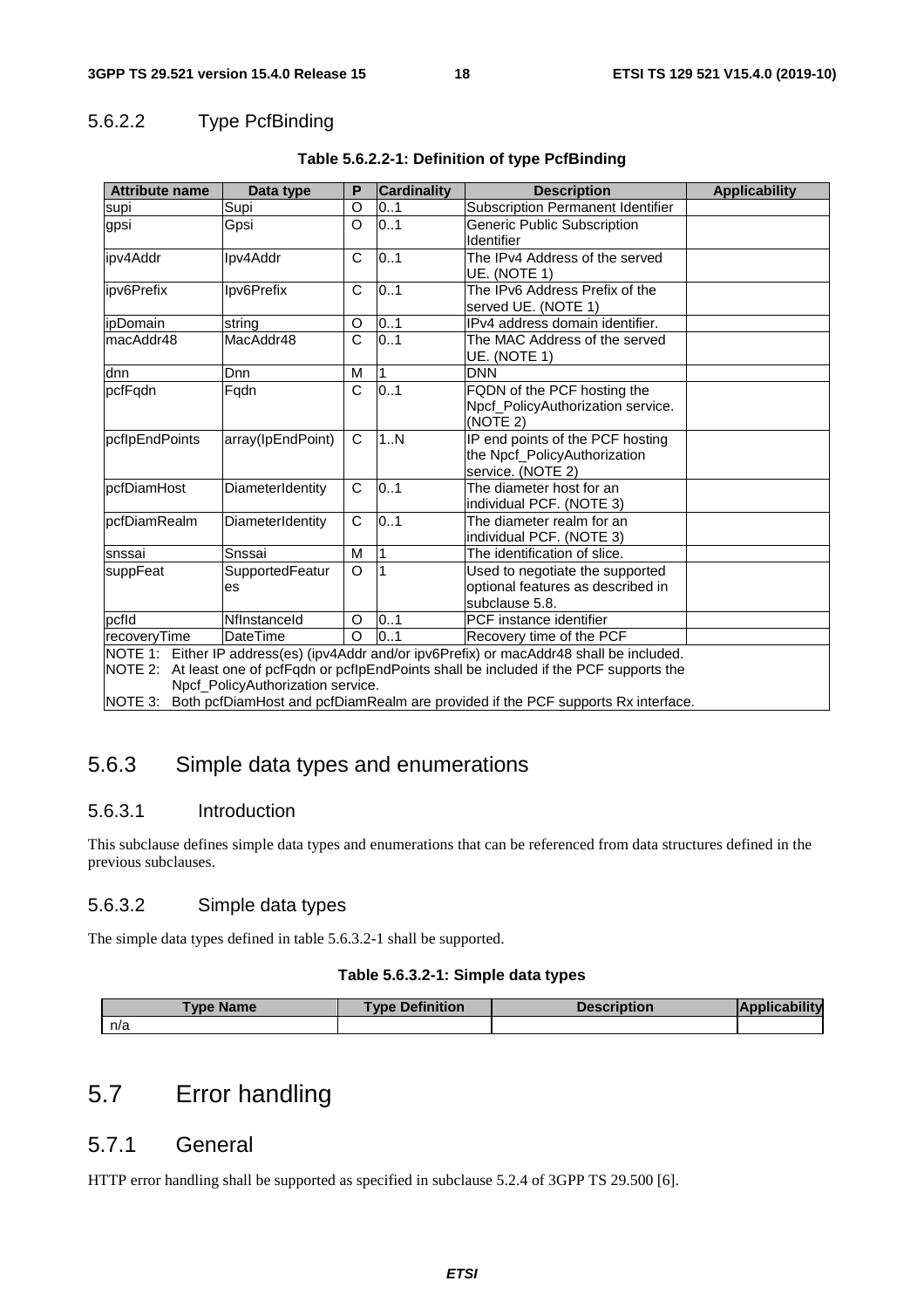### 5.6.2.2 Type PcfBinding

**Table 5.6.2.2-1: Definition of type PcfBinding**

| Attribute name | Data type | P | Cardinality | Description | Applicability |
|---|---|---|---|---|---|
| supi | Supi | O | 0..1 | Subscription Permanent Identifier | |
| gpsi | Gpsi | O | 0..1 | Generic Public Subscription Identifier | |
| ipv4Addr | Ipv4Addr | C | 0..1 | The IPv4 Address of the served UE. (NOTE 1) | |
| ipv6Prefix | Ipv6Prefix | C | 0..1 | The IPv6 Address Prefix of the served UE. (NOTE 1) | |
| ipDomain | string | O | 0..1 | IPv4 address domain identifier. | |
| macAddr48 | MacAddr48 | C | 0..1 | The MAC Address of the served UE. (NOTE 1) | |
| dnn | Dnn | M | 1 | DNN | |
| pcfFqdn | Fqdn | C | 0..1 | FQDN of the PCF hosting the Npcf_PolicyAuthorization service. (NOTE 2) | |
| pcfIpEndPoints | array(IpEndPoint) | C | 1..N | IP end points of the PCF hosting the Npcf_PolicyAuthorization service. (NOTE 2) | |
| pcfDiamHost | DiameterIdentity | C | 0..1 | The diameter host for an individual PCF. (NOTE 3) | |
| pcfDiamRealm | DiameterIdentity | C | 0..1 | The diameter realm for an individual PCF. (NOTE 3) | |
| snssai | Snssai | M | 1 | The identification of slice. | |
| suppFeat | SupportedFeatures | O | 1 | Used to negotiate the supported optional features as described in subclause 5.8. | |
| pcfId | NfInstanceId | O | 0..1 | PCF instance identifier | |
| recoveryTime | DateTime | O | 0..1 | Recovery time of the PCF | |
| NOTE 1: Either IP address(es) (ipv4Addr and/or ipv6Prefix) or macAddr48 shall be included.<br>NOTE 2: At least one of pcfFqdn or pcfIpEndPoints shall be included if the PCF supports the Npcf_PolicyAuthorization service.<br>NOTE 3: Both pcfDiamHost and pcfDiamRealm are provided if the PCF supports Rx interface. | | | | | |

## 5.6.3 Simple data types and enumerations

### 5.6.3.1 Introduction

This subclause defines simple data types and enumerations that can be referenced from data structures defined in the previous subclauses.

### 5.6.3.2 Simple data types

The simple data types defined in table 5.6.3.2-1 shall be supported.

**Table 5.6.3.2-1: Simple data types**

| Type Name | Type Definition | Description | Applicability |
|---|---|---|---|
| n/a | | | |

# 5.7 Error handling

## 5.7.1 General

HTTP error handling shall be supported as specified in subclause 5.2.4 of 3GPP TS 29.500 [6].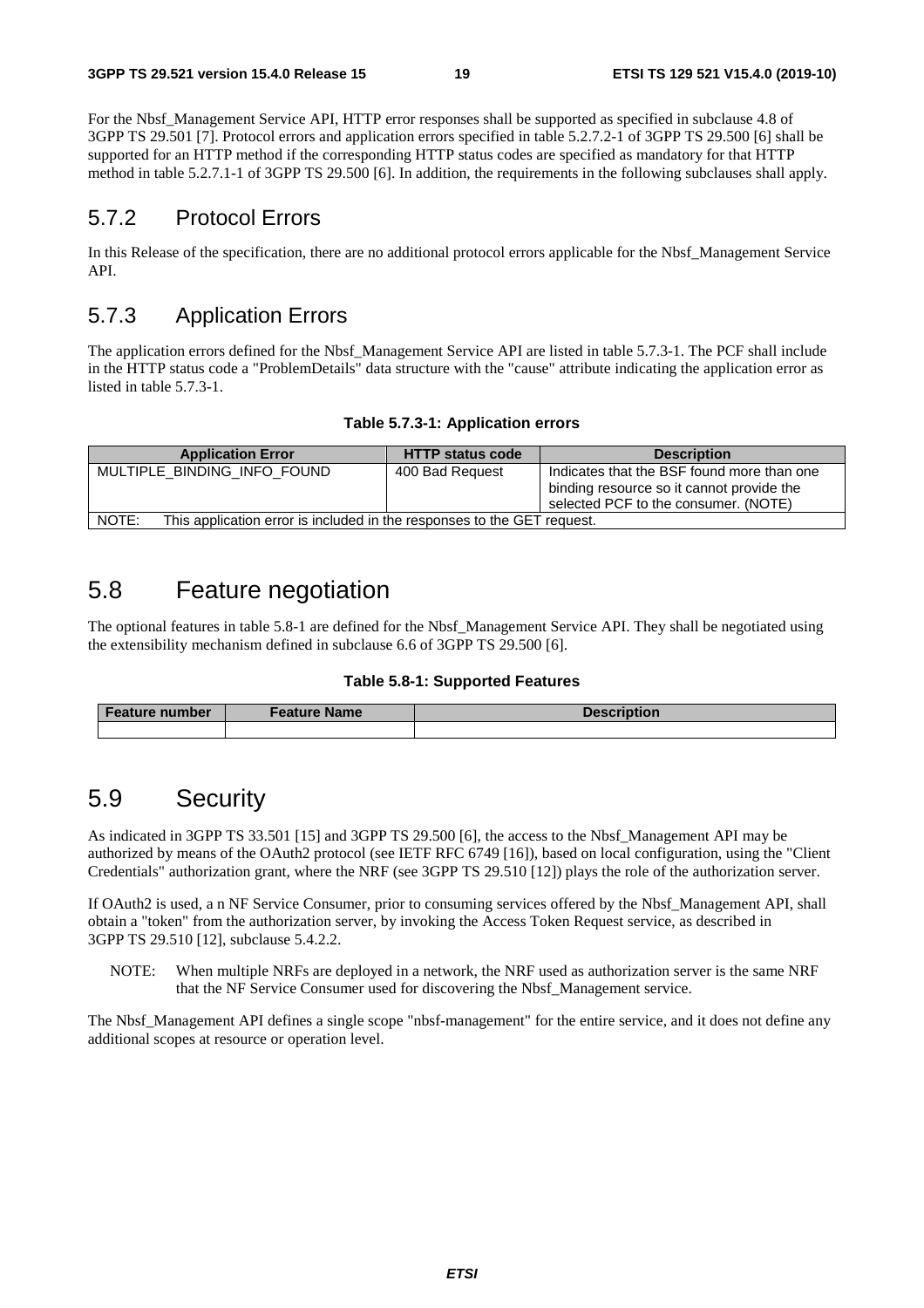For the Nbsf_Management Service API, HTTP error responses shall be supported as specified in subclause 4.8 of 3GPP TS 29.501 [7]. Protocol errors and application errors specified in table 5.2.7.2-1 of 3GPP TS 29.500 [6] shall be supported for an HTTP method if the corresponding HTTP status codes are specified as mandatory for that HTTP method in table 5.2.7.1-1 of 3GPP TS 29.500 [6]. In addition, the requirements in the following subclauses shall apply.

### 5.7.2 Protocol Errors

In this Release of the specification, there are no additional protocol errors applicable for the Nbsf_Management Service API.

### 5.7.3 Application Errors

The application errors defined for the Nbsf_Management Service API are listed in table 5.7.3-1. The PCF shall include in the HTTP status code a "ProblemDetails" data structure with the "cause" attribute indicating the application error as listed in table 5.7.3-1.

**Table 5.7.3-1: Application errors**

| Application Error | HTTP status code | Description |
|---|---|---|
| MULTIPLE_BINDING_INFO_FOUND | 400 Bad Request | Indicates that the BSF found more than one binding resource so it cannot provide the selected PCF to the consumer. (NOTE) |
| NOTE: This application error is included in the responses to the GET request. | | |

## 5.8 Feature negotiation

The optional features in table 5.8-1 are defined for the Nbsf_Management Service API. They shall be negotiated using the extensibility mechanism defined in subclause 6.6 of 3GPP TS 29.500 [6].

**Table 5.8-1: Supported Features**

| Feature number | Feature Name | Description |
|---|---|---|
| | | |

## 5.9 Security

As indicated in 3GPP TS 33.501 [15] and 3GPP TS 29.500 [6], the access to the Nbsf_Management API may be authorized by means of the OAuth2 protocol (see IETF RFC 6749 [16]), based on local configuration, using the "Client Credentials" authorization grant, where the NRF (see 3GPP TS 29.510 [12]) plays the role of the authorization server.

If OAuth2 is used, a n NF Service Consumer, prior to consuming services offered by the Nbsf_Management API, shall obtain a "token" from the authorization server, by invoking the Access Token Request service, as described in 3GPP TS 29.510 [12], subclause 5.4.2.2.

NOTE: When multiple NRFs are deployed in a network, the NRF used as authorization server is the same NRF that the NF Service Consumer used for discovering the Nbsf_Management service.

The Nbsf_Management API defines a single scope "nbsf-management" for the entire service, and it does not define any additional scopes at resource or operation level.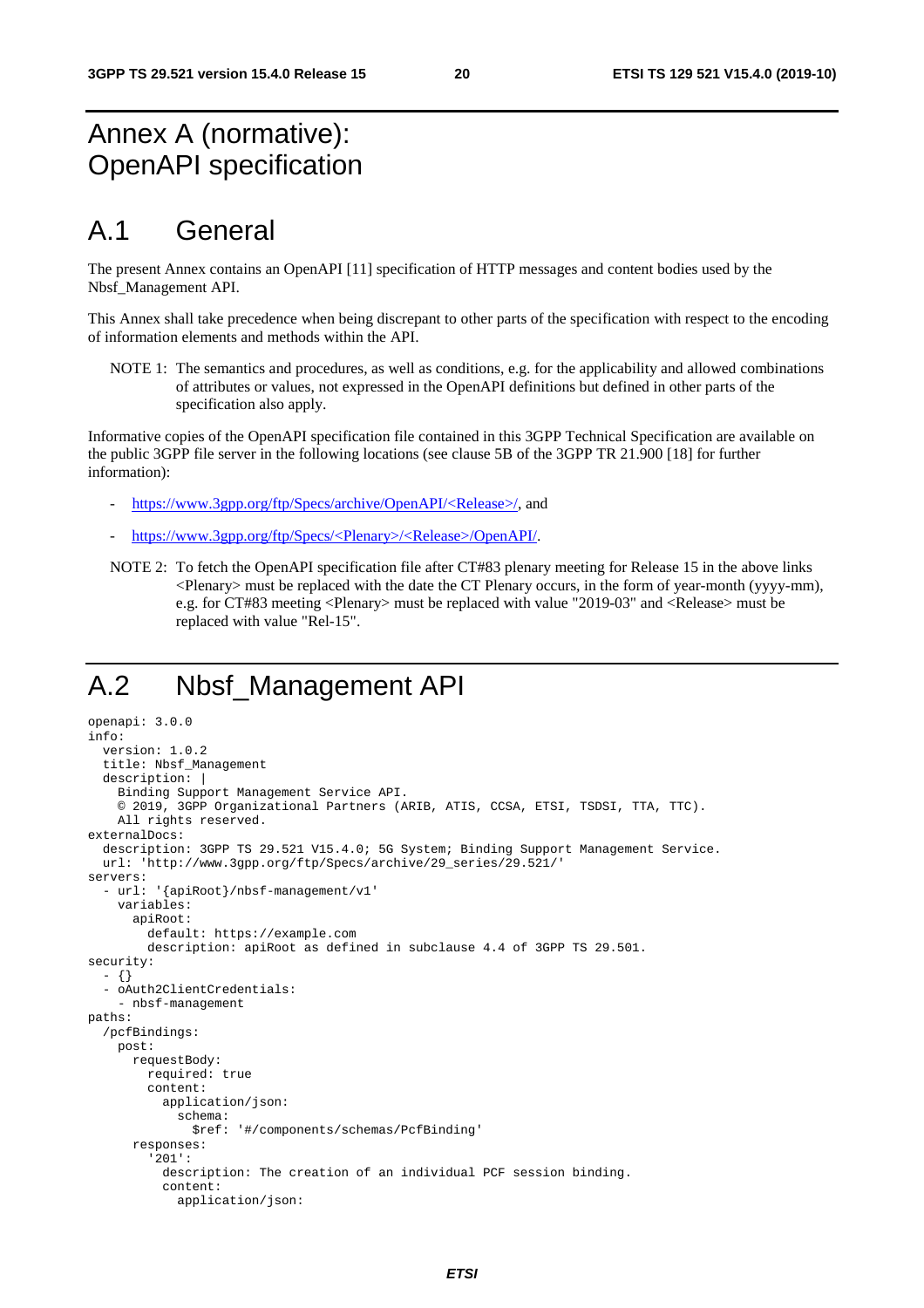# Annex A (normative): OpenAPI specification

## A.1 General

The present Annex contains an OpenAPI [11] specification of HTTP messages and content bodies used by the Nbsf_Management API.

This Annex shall take precedence when being discrepant to other parts of the specification with respect to the encoding of information elements and methods within the API.

NOTE 1: The semantics and procedures, as well as conditions, e.g. for the applicability and allowed combinations of attributes or values, not expressed in the OpenAPI definitions but defined in other parts of the specification also apply.

Informative copies of the OpenAPI specification file contained in this 3GPP Technical Specification are available on the public 3GPP file server in the following locations (see clause 5B of the 3GPP TR 21.900 [18] for further information):

- https://www.3gpp.org/ftp/Specs/archive/OpenAPI/<Release>/, and
- https://www.3gpp.org/ftp/Specs/<Plenary>/<Release>/OpenAPI/.

NOTE 2: To fetch the OpenAPI specification file after CT#83 plenary meeting for Release 15 in the above links <Plenary> must be replaced with the date the CT Plenary occurs, in the form of year-month (yyyy-mm), e.g. for CT#83 meeting <Plenary> must be replaced with value "2019-03" and <Release> must be replaced with value "Rel-15".

## A.2 Nbsf_Management API

```
openapi: 3.0.0
info:
  version: 1.0.2
  title: Nbsf_Management
  description: |
    Binding Support Management Service API.
    © 2019, 3GPP Organizational Partners (ARIB, ATIS, CCSA, ETSI, TSDSI, TTA, TTC).
    All rights reserved.
externalDocs:
  description: 3GPP TS 29.521 V15.4.0; 5G System; Binding Support Management Service.
  url: 'http://www.3gpp.org/ftp/Specs/archive/29_series/29.521/'
servers:
  - url: '{apiRoot}/nbsf-management/v1'
    variables:
      apiRoot:
        default: https://example.com
        description: apiRoot as defined in subclause 4.4 of 3GPP TS 29.501.
security:
  - {}
  - oAuth2ClientCredentials:
    - nbsf-management
paths:
  /pcfBindings:
    post:
      requestBody:
        required: true
        content:
          application/json:
            schema:
              $ref: '#/components/schemas/PcfBinding'
      responses:
        '201':
          description: The creation of an individual PCF session binding.
          content:
            application/json:
```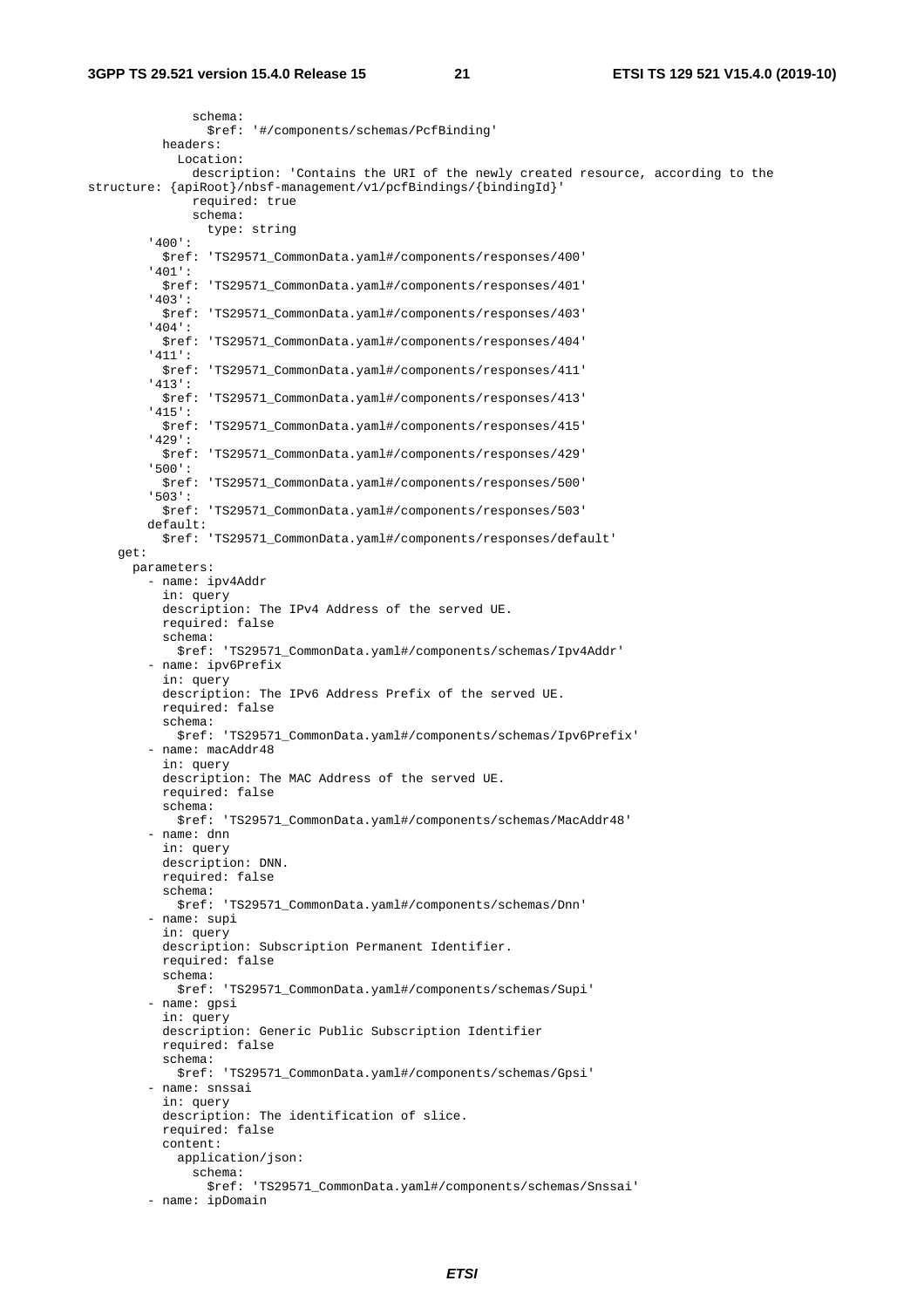```
              schema:
                $ref: '#/components/schemas/PcfBinding'
          headers:
            Location:
              description: 'Contains the URI of the newly created resource, according to the
structure: {apiRoot}/nbsf-management/v1/pcfBindings/{bindingId}'
              required: true
              schema:
                type: string
        '400':
          $ref: 'TS29571_CommonData.yaml#/components/responses/400'
        '401':
          $ref: 'TS29571_CommonData.yaml#/components/responses/401'
        '403':
          $ref: 'TS29571_CommonData.yaml#/components/responses/403'
        '404':
          $ref: 'TS29571_CommonData.yaml#/components/responses/404'
        '411':
          $ref: 'TS29571_CommonData.yaml#/components/responses/411'
        '413':
          $ref: 'TS29571_CommonData.yaml#/components/responses/413'
        '415':
          $ref: 'TS29571_CommonData.yaml#/components/responses/415'
        '429':
          $ref: 'TS29571_CommonData.yaml#/components/responses/429'
        '500':
          $ref: 'TS29571_CommonData.yaml#/components/responses/500'
        '503':
          $ref: 'TS29571_CommonData.yaml#/components/responses/503'
        default:
          $ref: 'TS29571_CommonData.yaml#/components/responses/default'
    get:
      parameters:
        - name: ipv4Addr
          in: query
          description: The IPv4 Address of the served UE.
          required: false
          schema:
            $ref: 'TS29571_CommonData.yaml#/components/schemas/Ipv4Addr'
        - name: ipv6Prefix
          in: query
          description: The IPv6 Address Prefix of the served UE.
          required: false
          schema:
            $ref: 'TS29571_CommonData.yaml#/components/schemas/Ipv6Prefix'
        - name: macAddr48
          in: query
          description: The MAC Address of the served UE.
          required: false
          schema:
            $ref: 'TS29571_CommonData.yaml#/components/schemas/MacAddr48'
        - name: dnn
          in: query
          description: DNN.
          required: false
          schema:
            $ref: 'TS29571_CommonData.yaml#/components/schemas/Dnn'
        - name: supi
          in: query
          description: Subscription Permanent Identifier.
          required: false
          schema:
            $ref: 'TS29571_CommonData.yaml#/components/schemas/Supi'
        - name: gpsi
          in: query
          description: Generic Public Subscription Identifier
          required: false
          schema:
            $ref: 'TS29571_CommonData.yaml#/components/schemas/Gpsi'
        - name: snssai
          in: query
          description: The identification of slice.
          required: false
          content:
            application/json:
              schema:
                $ref: 'TS29571_CommonData.yaml#/components/schemas/Snssai'
        - name: ipDomain
```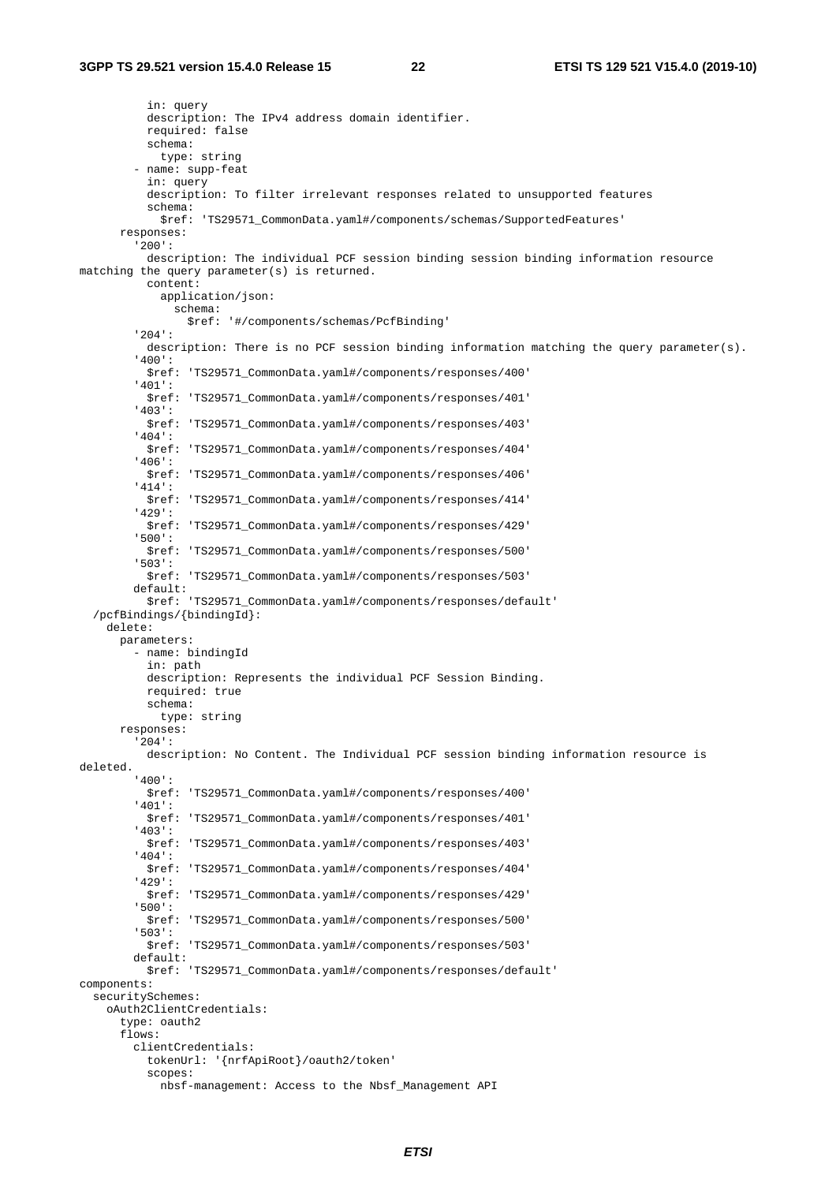```
          in: query
          description: The IPv4 address domain identifier.
          required: false
          schema:
            type: string
        - name: supp-feat
          in: query
          description: To filter irrelevant responses related to unsupported features
          schema:
            $ref: 'TS29571_CommonData.yaml#/components/schemas/SupportedFeatures'
      responses:
        '200':
          description: The individual PCF session binding session binding information resource
matching the query parameter(s) is returned.
          content:
            application/json:
              schema:
                $ref: '#/components/schemas/PcfBinding'
        '204':
          description: There is no PCF session binding information matching the query parameter(s).
        '400':
          $ref: 'TS29571_CommonData.yaml#/components/responses/400'
        '401':
          $ref: 'TS29571_CommonData.yaml#/components/responses/401'
        '403':
          $ref: 'TS29571_CommonData.yaml#/components/responses/403'
        '404':
          $ref: 'TS29571_CommonData.yaml#/components/responses/404'
        '406':
          $ref: 'TS29571_CommonData.yaml#/components/responses/406'
        '414':
          $ref: 'TS29571_CommonData.yaml#/components/responses/414'
        '429':
          $ref: 'TS29571_CommonData.yaml#/components/responses/429'
        '500':
          $ref: 'TS29571_CommonData.yaml#/components/responses/500'
        '503':
          $ref: 'TS29571_CommonData.yaml#/components/responses/503'
        default:
          $ref: 'TS29571_CommonData.yaml#/components/responses/default'
  /pcfBindings/{bindingId}:
    delete:
      parameters:
        - name: bindingId
          in: path
          description: Represents the individual PCF Session Binding.
          required: true
          schema:
            type: string
      responses:
        '204':
          description: No Content. The Individual PCF session binding information resource is
deleted.
        '400':
          $ref: 'TS29571_CommonData.yaml#/components/responses/400'
        '401':
          $ref: 'TS29571_CommonData.yaml#/components/responses/401'
        '403':
          $ref: 'TS29571_CommonData.yaml#/components/responses/403'
        '404':
          $ref: 'TS29571_CommonData.yaml#/components/responses/404'
        '429':
          $ref: 'TS29571_CommonData.yaml#/components/responses/429'
        '500':
          $ref: 'TS29571_CommonData.yaml#/components/responses/500'
        '503':
          $ref: 'TS29571_CommonData.yaml#/components/responses/503'
        default:
          $ref: 'TS29571_CommonData.yaml#/components/responses/default'
components:
  securitySchemes:
    oAuth2ClientCredentials:
      type: oauth2
      flows:
        clientCredentials:
          tokenUrl: '{nrfApiRoot}/oauth2/token'
          scopes:
            nbsf-management: Access to the Nbsf_Management API
```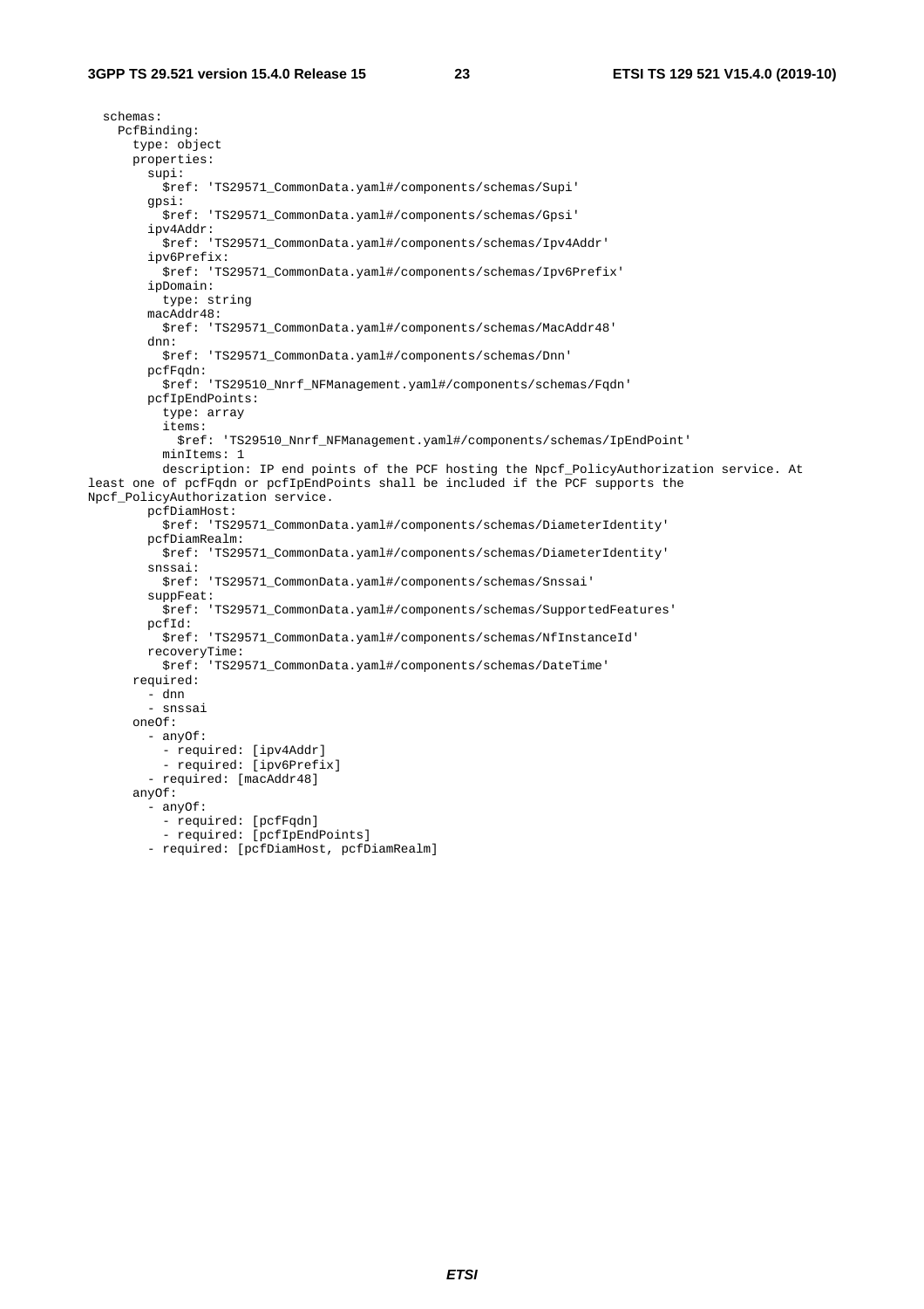```
  schemas:
    PcfBinding:
      type: object
      properties:
        supi:
          $ref: 'TS29571_CommonData.yaml#/components/schemas/Supi'
        gpsi:
          $ref: 'TS29571_CommonData.yaml#/components/schemas/Gpsi'
        ipv4Addr:
          $ref: 'TS29571_CommonData.yaml#/components/schemas/Ipv4Addr'
        ipv6Prefix:
          $ref: 'TS29571_CommonData.yaml#/components/schemas/Ipv6Prefix'
        ipDomain:
          type: string
        macAddr48:
          $ref: 'TS29571_CommonData.yaml#/components/schemas/MacAddr48'
        dnn:
          $ref: 'TS29571_CommonData.yaml#/components/schemas/Dnn'
        pcfFqdn:
          $ref: 'TS29510_Nnrf_NFManagement.yaml#/components/schemas/Fqdn'
        pcfIpEndPoints:
          type: array
          items:
            $ref: 'TS29510_Nnrf_NFManagement.yaml#/components/schemas/IpEndPoint'
          minItems: 1
          description: IP end points of the PCF hosting the Npcf_PolicyAuthorization service. At
least one of pcfFqdn or pcfIpEndPoints shall be included if the PCF supports the
Npcf_PolicyAuthorization service.
        pcfDiamHost:
          $ref: 'TS29571_CommonData.yaml#/components/schemas/DiameterIdentity'
        pcfDiamRealm:
          $ref: 'TS29571_CommonData.yaml#/components/schemas/DiameterIdentity'
        snssai:
          $ref: 'TS29571_CommonData.yaml#/components/schemas/Snssai'
        suppFeat:
          $ref: 'TS29571_CommonData.yaml#/components/schemas/SupportedFeatures'
        pcfId:
          $ref: 'TS29571_CommonData.yaml#/components/schemas/NfInstanceId'
        recoveryTime:
          $ref: 'TS29571_CommonData.yaml#/components/schemas/DateTime'
      required:
        - dnn
        - snssai
      oneOf:
        - anyOf:
          - required: [ipv4Addr]
          - required: [ipv6Prefix]
        - required: [macAddr48]
      anyOf:
        - anyOf:
          - required: [pcfFqdn]
          - required: [pcfIpEndPoints]
        - required: [pcfDiamHost, pcfDiamRealm]
```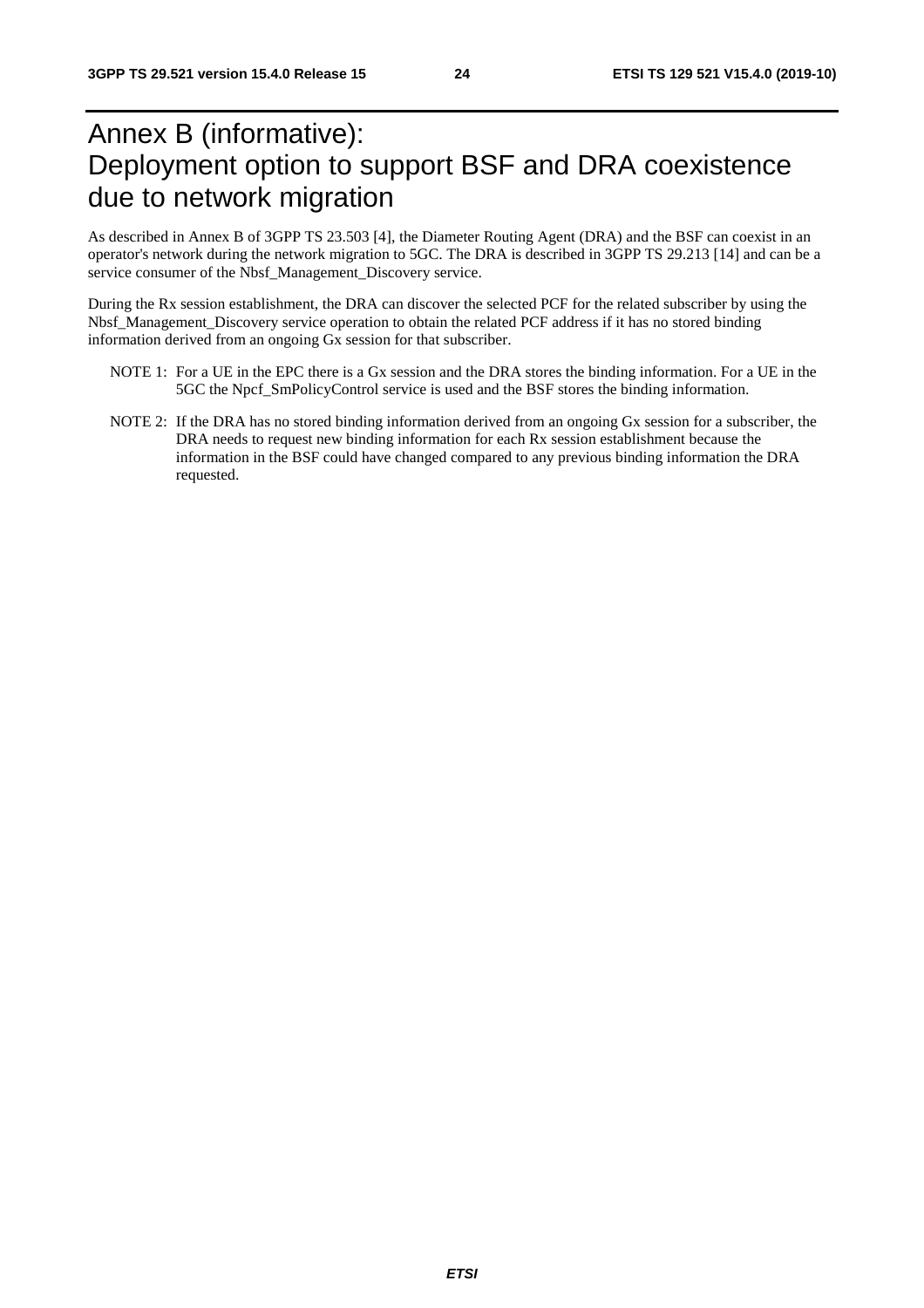# Annex B (informative): Deployment option to support BSF and DRA coexistence due to network migration

As described in Annex B of 3GPP TS 23.503 [4], the Diameter Routing Agent (DRA) and the BSF can coexist in an operator's network during the network migration to 5GC. The DRA is described in 3GPP TS 29.213 [14] and can be a service consumer of the Nbsf_Management_Discovery service.

During the Rx session establishment, the DRA can discover the selected PCF for the related subscriber by using the Nbsf_Management_Discovery service operation to obtain the related PCF address if it has no stored binding information derived from an ongoing Gx session for that subscriber.

NOTE 1: For a UE in the EPC there is a Gx session and the DRA stores the binding information. For a UE in the 5GC the Npcf_SmPolicyControl service is used and the BSF stores the binding information.

NOTE 2: If the DRA has no stored binding information derived from an ongoing Gx session for a subscriber, the DRA needs to request new binding information for each Rx session establishment because the information in the BSF could have changed compared to any previous binding information the DRA requested.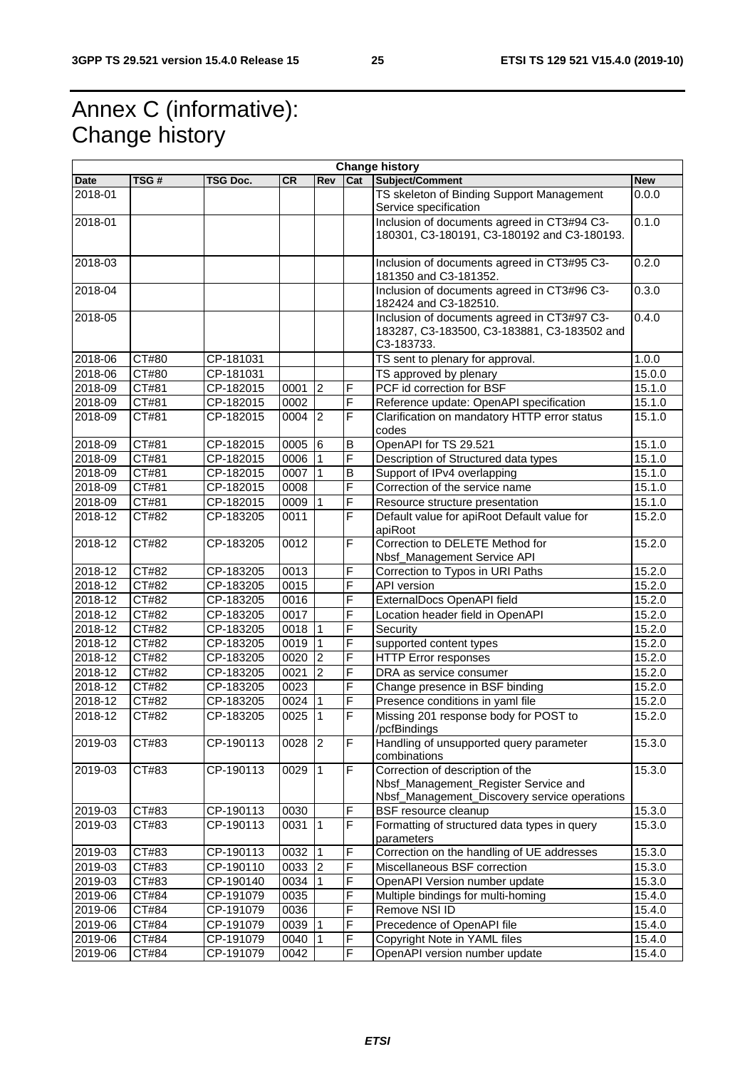# Annex C (informative): Change history

| Change history | | | | | | | |
|---|---|---|---|---|---|---|---|
| **Date** | **TSG #** | **TSG Doc.** | **CR** | **Rev** | **Cat** | **Subject/Comment** | **New** |
| 2018-01 | | | | | | TS skeleton of Binding Support Management Service specification | 0.0.0 |
| 2018-01 | | | | | | Inclusion of documents agreed in CT3#94 C3-180301, C3-180191, C3-180192 and C3-180193. | 0.1.0 |
| 2018-03 | | | | | | Inclusion of documents agreed in CT3#95 C3-181350 and C3-181352. | 0.2.0 |
| 2018-04 | | | | | | Inclusion of documents agreed in CT3#96 C3-182424 and C3-182510. | 0.3.0 |
| 2018-05 | | | | | | Inclusion of documents agreed in CT3#97 C3-183287, C3-183500, C3-183881, C3-183502 and C3-183733. | 0.4.0 |
| 2018-06 | CT#80 | CP-181031 | | | | TS sent to plenary for approval. | 1.0.0 |
| 2018-06 | CT#80 | CP-181031 | | | | TS approved by plenary | 15.0.0 |
| 2018-09 | CT#81 | CP-182015 | 0001 | 2 | F | PCF id correction for BSF | 15.1.0 |
| 2018-09 | CT#81 | CP-182015 | 0002 | | F | Reference update: OpenAPI specification | 15.1.0 |
| 2018-09 | CT#81 | CP-182015 | 0004 | 2 | F | Clarification on mandatory HTTP error status codes | 15.1.0 |
| 2018-09 | CT#81 | CP-182015 | 0005 | 6 | B | OpenAPI for TS 29.521 | 15.1.0 |
| 2018-09 | CT#81 | CP-182015 | 0006 | 1 | F | Description of Structured data types | 15.1.0 |
| 2018-09 | CT#81 | CP-182015 | 0007 | 1 | B | Support of IPv4 overlapping | 15.1.0 |
| 2018-09 | CT#81 | CP-182015 | 0008 | | F | Correction of the service name | 15.1.0 |
| 2018-09 | CT#81 | CP-182015 | 0009 | 1 | F | Resource structure presentation | 15.1.0 |
| 2018-12 | CT#82 | CP-183205 | 0011 | | F | Default value for apiRoot Default value for apiRoot | 15.2.0 |
| 2018-12 | CT#82 | CP-183205 | 0012 | | F | Correction to DELETE Method for Nbsf_Management Service API | 15.2.0 |
| 2018-12 | CT#82 | CP-183205 | 0013 | | F | Correction to Typos in URI Paths | 15.2.0 |
| 2018-12 | CT#82 | CP-183205 | 0015 | | F | API version | 15.2.0 |
| 2018-12 | CT#82 | CP-183205 | 0016 | | F | ExternalDocs OpenAPI field | 15.2.0 |
| 2018-12 | CT#82 | CP-183205 | 0017 | | F | Location header field in OpenAPI | 15.2.0 |
| 2018-12 | CT#82 | CP-183205 | 0018 | 1 | F | Security | 15.2.0 |
| 2018-12 | CT#82 | CP-183205 | 0019 | 1 | F | supported content types | 15.2.0 |
| 2018-12 | CT#82 | CP-183205 | 0020 | 2 | F | HTTP Error responses | 15.2.0 |
| 2018-12 | CT#82 | CP-183205 | 0021 | 2 | F | DRA as service consumer | 15.2.0 |
| 2018-12 | CT#82 | CP-183205 | 0023 | | F | Change presence in BSF binding | 15.2.0 |
| 2018-12 | CT#82 | CP-183205 | 0024 | 1 | F | Presence conditions in yaml file | 15.2.0 |
| 2018-12 | CT#82 | CP-183205 | 0025 | 1 | F | Missing 201 response body for POST to /pcfBindings | 15.2.0 |
| 2019-03 | CT#83 | CP-190113 | 0028 | 2 | F | Handling of unsupported query parameter combinations | 15.3.0 |
| 2019-03 | CT#83 | CP-190113 | 0029 | 1 | F | Correction of description of the Nbsf_Management_Register Service and Nbsf_Management_Discovery service operations | 15.3.0 |
| 2019-03 | CT#83 | CP-190113 | 0030 | | F | BSF resource cleanup | 15.3.0 |
| 2019-03 | CT#83 | CP-190113 | 0031 | 1 | F | Formatting of structured data types in query parameters | 15.3.0 |
| 2019-03 | CT#83 | CP-190113 | 0032 | 1 | F | Correction on the handling of UE addresses | 15.3.0 |
| 2019-03 | CT#83 | CP-190110 | 0033 | 2 | F | Miscellaneous BSF correction | 15.3.0 |
| 2019-03 | CT#83 | CP-190140 | 0034 | 1 | F | OpenAPI Version number update | 15.3.0 |
| 2019-06 | CT#84 | CP-191079 | 0035 | | F | Multiple bindings for multi-homing | 15.4.0 |
| 2019-06 | CT#84 | CP-191079 | 0036 | | F | Remove NSI ID | 15.4.0 |
| 2019-06 | CT#84 | CP-191079 | 0039 | 1 | F | Precedence of OpenAPI file | 15.4.0 |
| 2019-06 | CT#84 | CP-191079 | 0040 | 1 | F | Copyright Note in YAML files | 15.4.0 |
| 2019-06 | CT#84 | CP-191079 | 0042 | | F | OpenAPI version number update | 15.4.0 |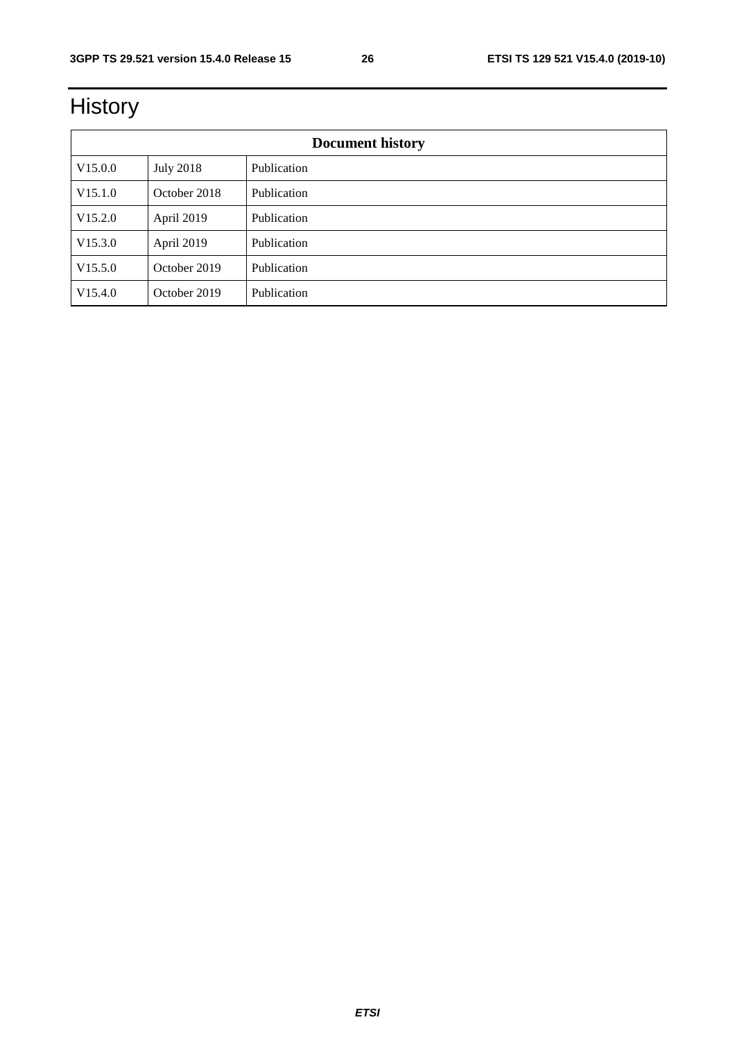# History

| Document history | | |
|---|---|---|
| V15.0.0 | July 2018 | Publication |
| V15.1.0 | October 2018 | Publication |
| V15.2.0 | April 2019 | Publication |
| V15.3.0 | April 2019 | Publication |
| V15.5.0 | October 2019 | Publication |
| V15.4.0 | October 2019 | Publication |